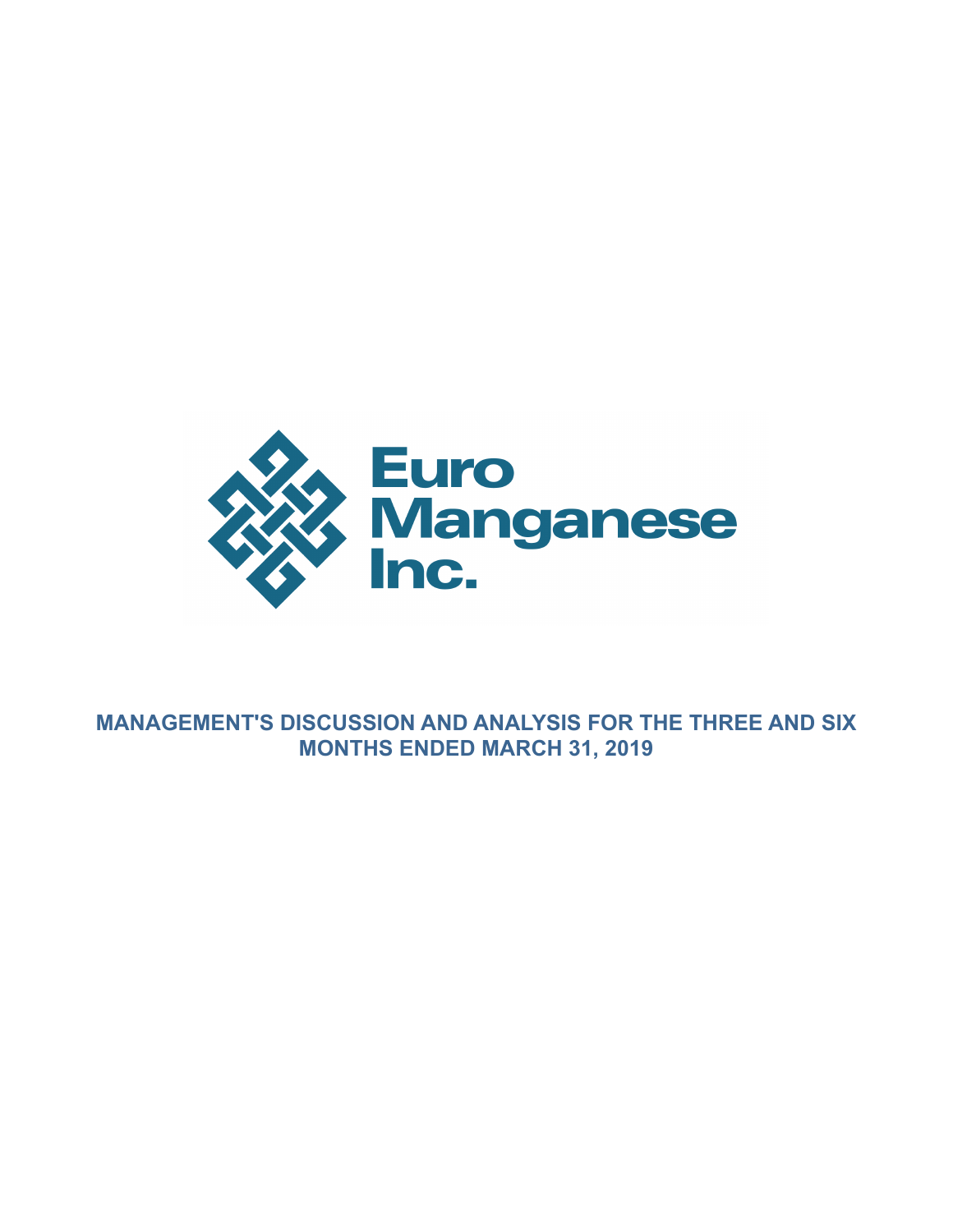Euro Manganese Inc.

# MANAGEMENT'S DISCUSSION AND ANALYSIS FOR THE THREE AND SIX MONTHS ENDED MARCH 31, 2019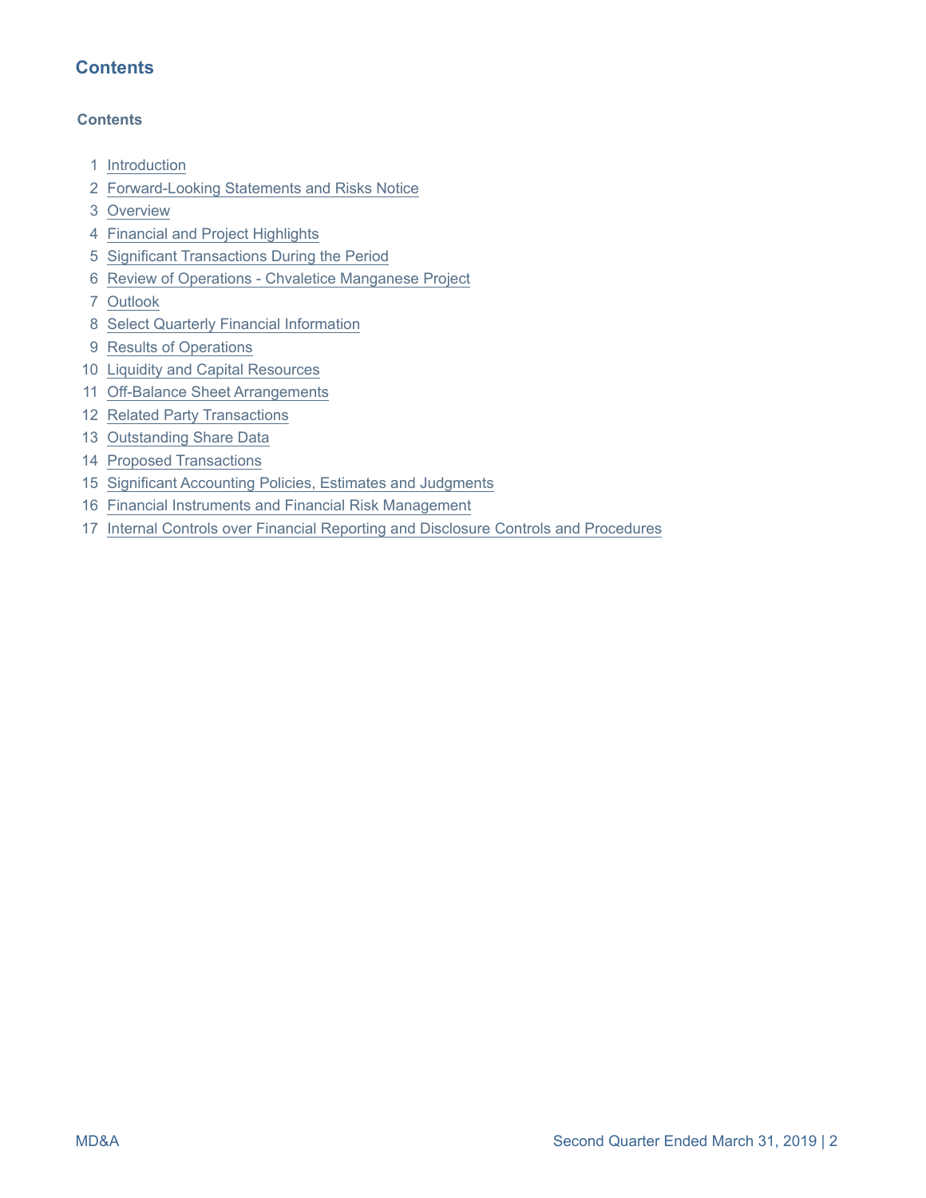# Contents

**Contents**

1. Introduction
2. Forward-Looking Statements and Risks Notice
3. Overview
4. Financial and Project Highlights
5. Significant Transactions During the Period
6. Review of Operations - Chvaletice Manganese Project
7. Outlook
8. Select Quarterly Financial Information
9. Results of Operations
10. Liquidity and Capital Resources
11. Off-Balance Sheet Arrangements
12. Related Party Transactions
13. Outstanding Share Data
14. Proposed Transactions
15. Significant Accounting Policies, Estimates and Judgments
16. Financial Instruments and Financial Risk Management
17. Internal Controls over Financial Reporting and Disclosure Controls and Procedures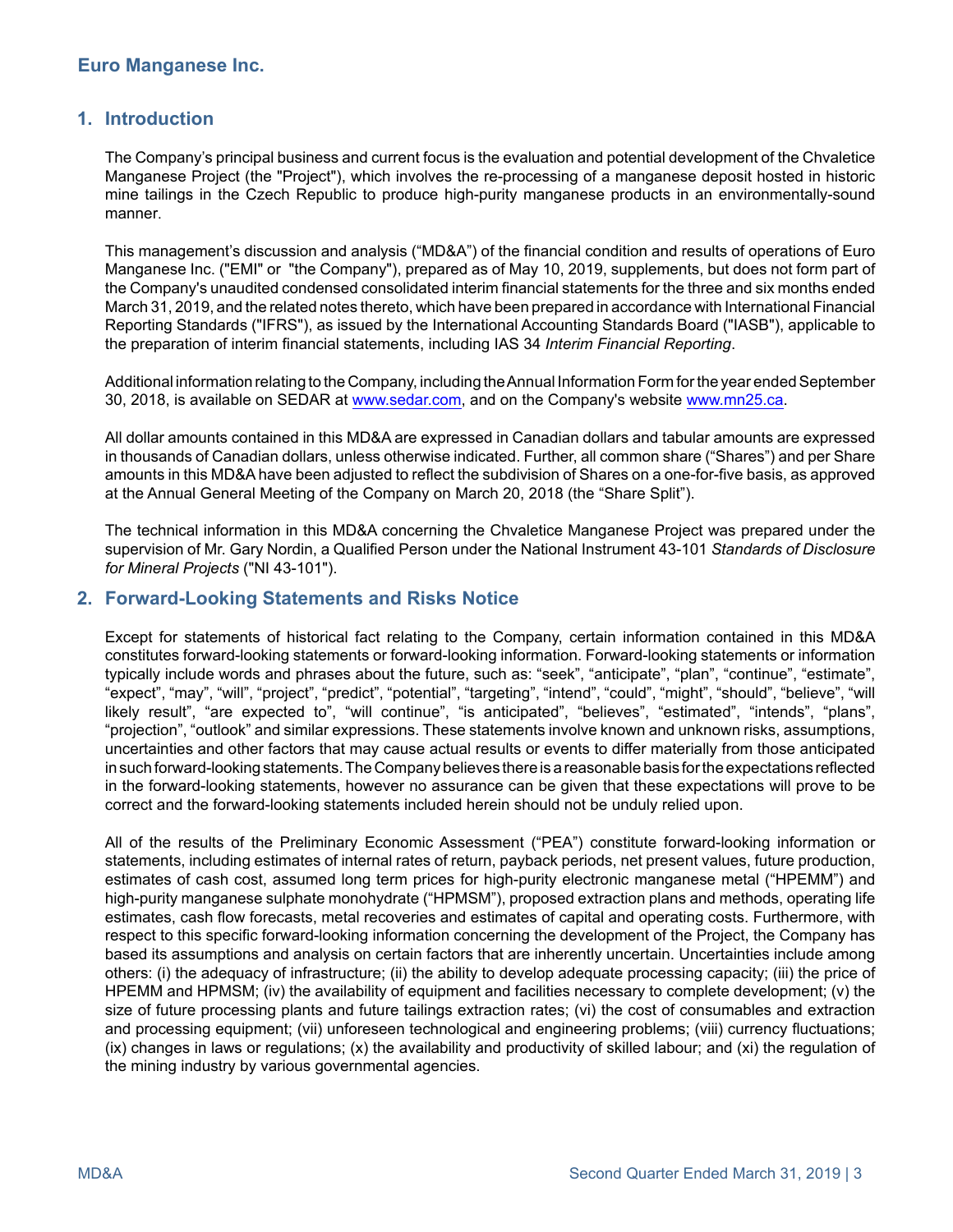## 1. Introduction

The Company's principal business and current focus is the evaluation and potential development of the Chvaletice Manganese Project (the "Project"), which involves the re-processing of a manganese deposit hosted in historic mine tailings in the Czech Republic to produce high-purity manganese products in an environmentally-sound manner.

This management's discussion and analysis ("MD&A") of the financial condition and results of operations of Euro Manganese Inc. ("EMI" or "the Company"), prepared as of May 10, 2019, supplements, but does not form part of the Company's unaudited condensed consolidated interim financial statements for the three and six months ended March 31, 2019, and the related notes thereto, which have been prepared in accordance with International Financial Reporting Standards ("IFRS"), as issued by the International Accounting Standards Board ("IASB"), applicable to the preparation of interim financial statements, including IAS 34 *Interim Financial Reporting*.

Additional information relating to the Company, including the Annual Information Form for the year ended September 30, 2018, is available on SEDAR at www.sedar.com, and on the Company's website www.mn25.ca.

All dollar amounts contained in this MD&A are expressed in Canadian dollars and tabular amounts are expressed in thousands of Canadian dollars, unless otherwise indicated. Further, all common share ("Shares") and per Share amounts in this MD&A have been adjusted to reflect the subdivision of Shares on a one-for-five basis, as approved at the Annual General Meeting of the Company on March 20, 2018 (the "Share Split").

The technical information in this MD&A concerning the Chvaletice Manganese Project was prepared under the supervision of Mr. Gary Nordin, a Qualified Person under the National Instrument 43-101 *Standards of Disclosure for Mineral Projects* ("NI 43-101").

## 2. Forward-Looking Statements and Risks Notice

Except for statements of historical fact relating to the Company, certain information contained in this MD&A constitutes forward-looking statements or forward-looking information. Forward-looking statements or information typically include words and phrases about the future, such as: "seek", "anticipate", "plan", "continue", "estimate", "expect", "may", "will", "project", "predict", "potential", "targeting", "intend", "could", "might", "should", "believe", "will likely result", "are expected to", "will continue", "is anticipated", "believes", "estimated", "intends", "plans", "projection", "outlook" and similar expressions. These statements involve known and unknown risks, assumptions, uncertainties and other factors that may cause actual results or events to differ materially from those anticipated in such forward-looking statements. The Company believes there is a reasonable basis for the expectations reflected in the forward-looking statements, however no assurance can be given that these expectations will prove to be correct and the forward-looking statements included herein should not be unduly relied upon.

All of the results of the Preliminary Economic Assessment ("PEA") constitute forward-looking information or statements, including estimates of internal rates of return, payback periods, net present values, future production, estimates of cash cost, assumed long term prices for high-purity electronic manganese metal ("HPEMM") and high-purity manganese sulphate monohydrate ("HPMSM"), proposed extraction plans and methods, operating life estimates, cash flow forecasts, metal recoveries and estimates of capital and operating costs. Furthermore, with respect to this specific forward-looking information concerning the development of the Project, the Company has based its assumptions and analysis on certain factors that are inherently uncertain. Uncertainties include among others: (i) the adequacy of infrastructure; (ii) the ability to develop adequate processing capacity; (iii) the price of HPEMM and HPMSM; (iv) the availability of equipment and facilities necessary to complete development; (v) the size of future processing plants and future tailings extraction rates; (vi) the cost of consumables and extraction and processing equipment; (vii) unforeseen technological and engineering problems; (viii) currency fluctuations; (ix) changes in laws or regulations; (x) the availability and productivity of skilled labour; and (xi) the regulation of the mining industry by various governmental agencies.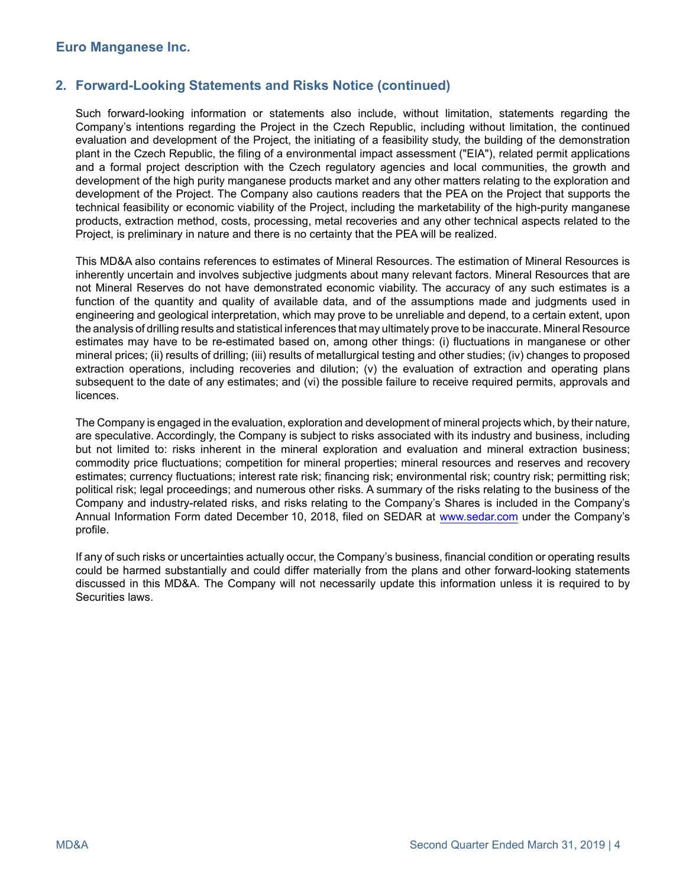## 2. Forward-Looking Statements and Risks Notice (continued)

Such forward-looking information or statements also include, without limitation, statements regarding the Company's intentions regarding the Project in the Czech Republic, including without limitation, the continued evaluation and development of the Project, the initiating of a feasibility study, the building of the demonstration plant in the Czech Republic, the filing of a environmental impact assessment ("EIA"), related permit applications and a formal project description with the Czech regulatory agencies and local communities, the growth and development of the high purity manganese products market and any other matters relating to the exploration and development of the Project. The Company also cautions readers that the PEA on the Project that supports the technical feasibility or economic viability of the Project, including the marketability of the high-purity manganese products, extraction method, costs, processing, metal recoveries and any other technical aspects related to the Project, is preliminary in nature and there is no certainty that the PEA will be realized.

This MD&A also contains references to estimates of Mineral Resources. The estimation of Mineral Resources is inherently uncertain and involves subjective judgments about many relevant factors. Mineral Resources that are not Mineral Reserves do not have demonstrated economic viability. The accuracy of any such estimates is a function of the quantity and quality of available data, and of the assumptions made and judgments used in engineering and geological interpretation, which may prove to be unreliable and depend, to a certain extent, upon the analysis of drilling results and statistical inferences that may ultimately prove to be inaccurate. Mineral Resource estimates may have to be re-estimated based on, among other things: (i) fluctuations in manganese or other mineral prices; (ii) results of drilling; (iii) results of metallurgical testing and other studies; (iv) changes to proposed extraction operations, including recoveries and dilution; (v) the evaluation of extraction and operating plans subsequent to the date of any estimates; and (vi) the possible failure to receive required permits, approvals and licences.

The Company is engaged in the evaluation, exploration and development of mineral projects which, by their nature, are speculative. Accordingly, the Company is subject to risks associated with its industry and business, including but not limited to: risks inherent in the mineral exploration and evaluation and mineral extraction business; commodity price fluctuations; competition for mineral properties; mineral resources and reserves and recovery estimates; currency fluctuations; interest rate risk; financing risk; environmental risk; country risk; permitting risk; political risk; legal proceedings; and numerous other risks. A summary of the risks relating to the business of the Company and industry-related risks, and risks relating to the Company's Shares is included in the Company's Annual Information Form dated December 10, 2018, filed on SEDAR at www.sedar.com under the Company's profile.

If any of such risks or uncertainties actually occur, the Company's business, financial condition or operating results could be harmed substantially and could differ materially from the plans and other forward-looking statements discussed in this MD&A. The Company will not necessarily update this information unless it is required to by Securities laws.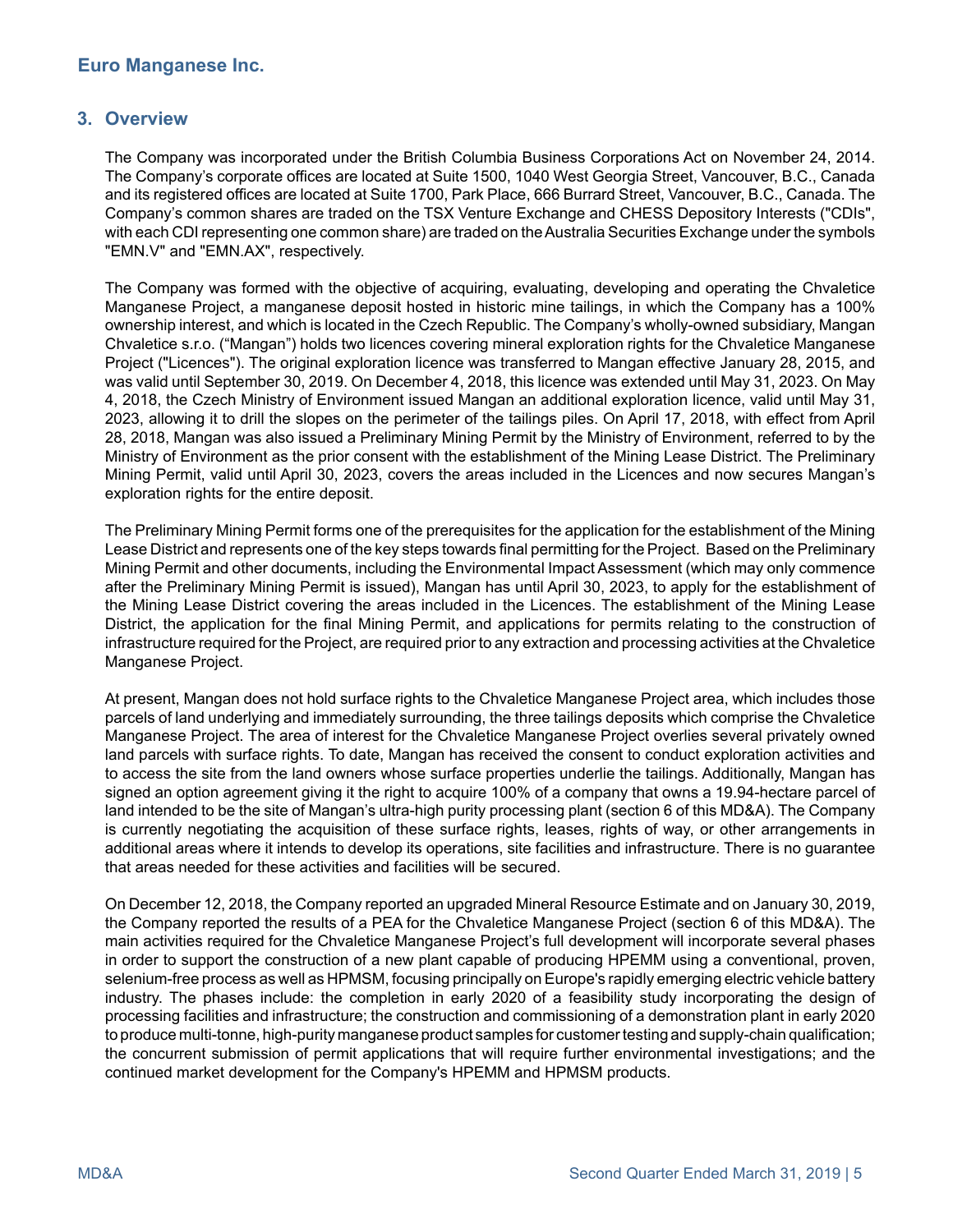## 3. Overview

The Company was incorporated under the British Columbia Business Corporations Act on November 24, 2014. The Company's corporate offices are located at Suite 1500, 1040 West Georgia Street, Vancouver, B.C., Canada and its registered offices are located at Suite 1700, Park Place, 666 Burrard Street, Vancouver, B.C., Canada. The Company's common shares are traded on the TSX Venture Exchange and CHESS Depository Interests ("CDIs", with each CDI representing one common share) are traded on the Australia Securities Exchange under the symbols "EMN.V" and "EMN.AX", respectively.

The Company was formed with the objective of acquiring, evaluating, developing and operating the Chvaletice Manganese Project, a manganese deposit hosted in historic mine tailings, in which the Company has a 100% ownership interest, and which is located in the Czech Republic. The Company's wholly-owned subsidiary, Mangan Chvaletice s.r.o. ("Mangan") holds two licences covering mineral exploration rights for the Chvaletice Manganese Project ("Licences"). The original exploration licence was transferred to Mangan effective January 28, 2015, and was valid until September 30, 2019. On December 4, 2018, this licence was extended until May 31, 2023. On May 4, 2018, the Czech Ministry of Environment issued Mangan an additional exploration licence, valid until May 31, 2023, allowing it to drill the slopes on the perimeter of the tailings piles. On April 17, 2018, with effect from April 28, 2018, Mangan was also issued a Preliminary Mining Permit by the Ministry of Environment, referred to by the Ministry of Environment as the prior consent with the establishment of the Mining Lease District. The Preliminary Mining Permit, valid until April 30, 2023, covers the areas included in the Licences and now secures Mangan's exploration rights for the entire deposit.

The Preliminary Mining Permit forms one of the prerequisites for the application for the establishment of the Mining Lease District and represents one of the key steps towards final permitting for the Project. Based on the Preliminary Mining Permit and other documents, including the Environmental Impact Assessment (which may only commence after the Preliminary Mining Permit is issued), Mangan has until April 30, 2023, to apply for the establishment of the Mining Lease District covering the areas included in the Licences. The establishment of the Mining Lease District, the application for the final Mining Permit, and applications for permits relating to the construction of infrastructure required for the Project, are required prior to any extraction and processing activities at the Chvaletice Manganese Project.

At present, Mangan does not hold surface rights to the Chvaletice Manganese Project area, which includes those parcels of land underlying and immediately surrounding, the three tailings deposits which comprise the Chvaletice Manganese Project. The area of interest for the Chvaletice Manganese Project overlies several privately owned land parcels with surface rights. To date, Mangan has received the consent to conduct exploration activities and to access the site from the land owners whose surface properties underlie the tailings. Additionally, Mangan has signed an option agreement giving it the right to acquire 100% of a company that owns a 19.94-hectare parcel of land intended to be the site of Mangan's ultra-high purity processing plant (section 6 of this MD&A). The Company is currently negotiating the acquisition of these surface rights, leases, rights of way, or other arrangements in additional areas where it intends to develop its operations, site facilities and infrastructure. There is no guarantee that areas needed for these activities and facilities will be secured.

On December 12, 2018, the Company reported an upgraded Mineral Resource Estimate and on January 30, 2019, the Company reported the results of a PEA for the Chvaletice Manganese Project (section 6 of this MD&A). The main activities required for the Chvaletice Manganese Project's full development will incorporate several phases in order to support the construction of a new plant capable of producing HPEMM using a conventional, proven, selenium-free process as well as HPMSM, focusing principally on Europe's rapidly emerging electric vehicle battery industry. The phases include: the completion in early 2020 of a feasibility study incorporating the design of processing facilities and infrastructure; the construction and commissioning of a demonstration plant in early 2020 to produce multi-tonne, high-purity manganese product samples for customer testing and supply-chain qualification; the concurrent submission of permit applications that will require further environmental investigations; and the continued market development for the Company's HPEMM and HPMSM products.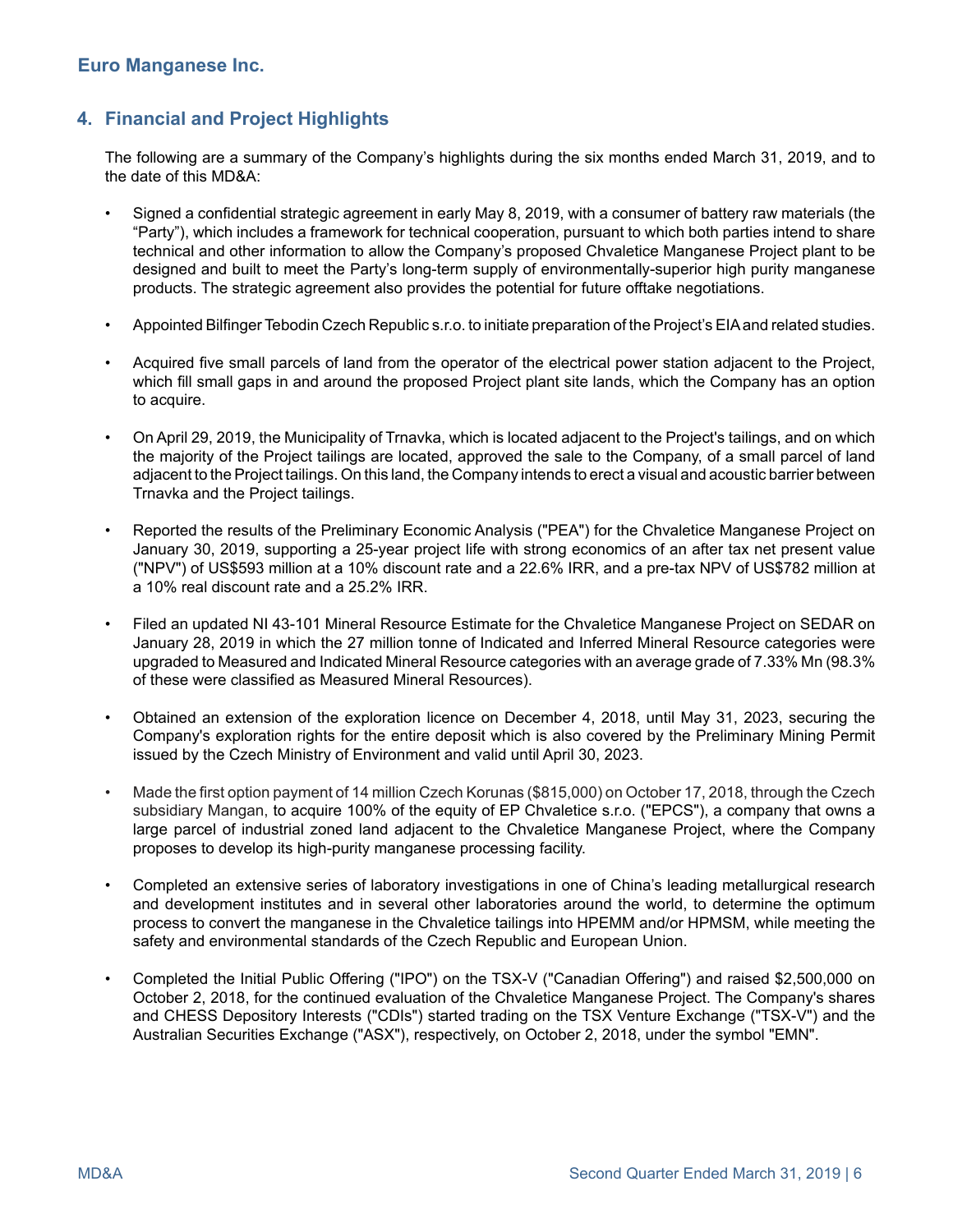## 4. Financial and Project Highlights

The following are a summary of the Company's highlights during the six months ended March 31, 2019, and to the date of this MD&A:

- Signed a confidential strategic agreement in early May 8, 2019, with a consumer of battery raw materials (the "Party"), which includes a framework for technical cooperation, pursuant to which both parties intend to share technical and other information to allow the Company's proposed Chvaletice Manganese Project plant to be designed and built to meet the Party's long-term supply of environmentally-superior high purity manganese products. The strategic agreement also provides the potential for future offtake negotiations.

- Appointed Bilfinger Tebodin Czech Republic s.r.o. to initiate preparation of the Project's EIA and related studies.

- Acquired five small parcels of land from the operator of the electrical power station adjacent to the Project, which fill small gaps in and around the proposed Project plant site lands, which the Company has an option to acquire.

- On April 29, 2019, the Municipality of Trnavka, which is located adjacent to the Project's tailings, and on which the majority of the Project tailings are located, approved the sale to the Company, of a small parcel of land adjacent to the Project tailings. On this land, the Company intends to erect a visual and acoustic barrier between Trnavka and the Project tailings.

- Reported the results of the Preliminary Economic Analysis ("PEA") for the Chvaletice Manganese Project on January 30, 2019, supporting a 25-year project life with strong economics of an after tax net present value ("NPV") of US$593 million at a 10% discount rate and a 22.6% IRR, and a pre-tax NPV of US$782 million at a 10% real discount rate and a 25.2% IRR.

- Filed an updated NI 43-101 Mineral Resource Estimate for the Chvaletice Manganese Project on SEDAR on January 28, 2019 in which the 27 million tonne of Indicated and Inferred Mineral Resource categories were upgraded to Measured and Indicated Mineral Resource categories with an average grade of 7.33% Mn (98.3% of these were classified as Measured Mineral Resources).

- Obtained an extension of the exploration licence on December 4, 2018, until May 31, 2023, securing the Company's exploration rights for the entire deposit which is also covered by the Preliminary Mining Permit issued by the Czech Ministry of Environment and valid until April 30, 2023.

- Made the first option payment of 14 million Czech Korunas ($815,000) on October 17, 2018, through the Czech subsidiary Mangan, to acquire 100% of the equity of EP Chvaletice s.r.o. ("EPCS"), a company that owns a large parcel of industrial zoned land adjacent to the Chvaletice Manganese Project, where the Company proposes to develop its high-purity manganese processing facility.

- Completed an extensive series of laboratory investigations in one of China's leading metallurgical research and development institutes and in several other laboratories around the world, to determine the optimum process to convert the manganese in the Chvaletice tailings into HPEMM and/or HPMSM, while meeting the safety and environmental standards of the Czech Republic and European Union.

- Completed the Initial Public Offering ("IPO") on the TSX-V ("Canadian Offering") and raised $2,500,000 on October 2, 2018, for the continued evaluation of the Chvaletice Manganese Project. The Company's shares and CHESS Depository Interests ("CDIs") started trading on the TSX Venture Exchange ("TSX-V") and the Australian Securities Exchange ("ASX"), respectively, on October 2, 2018, under the symbol "EMN".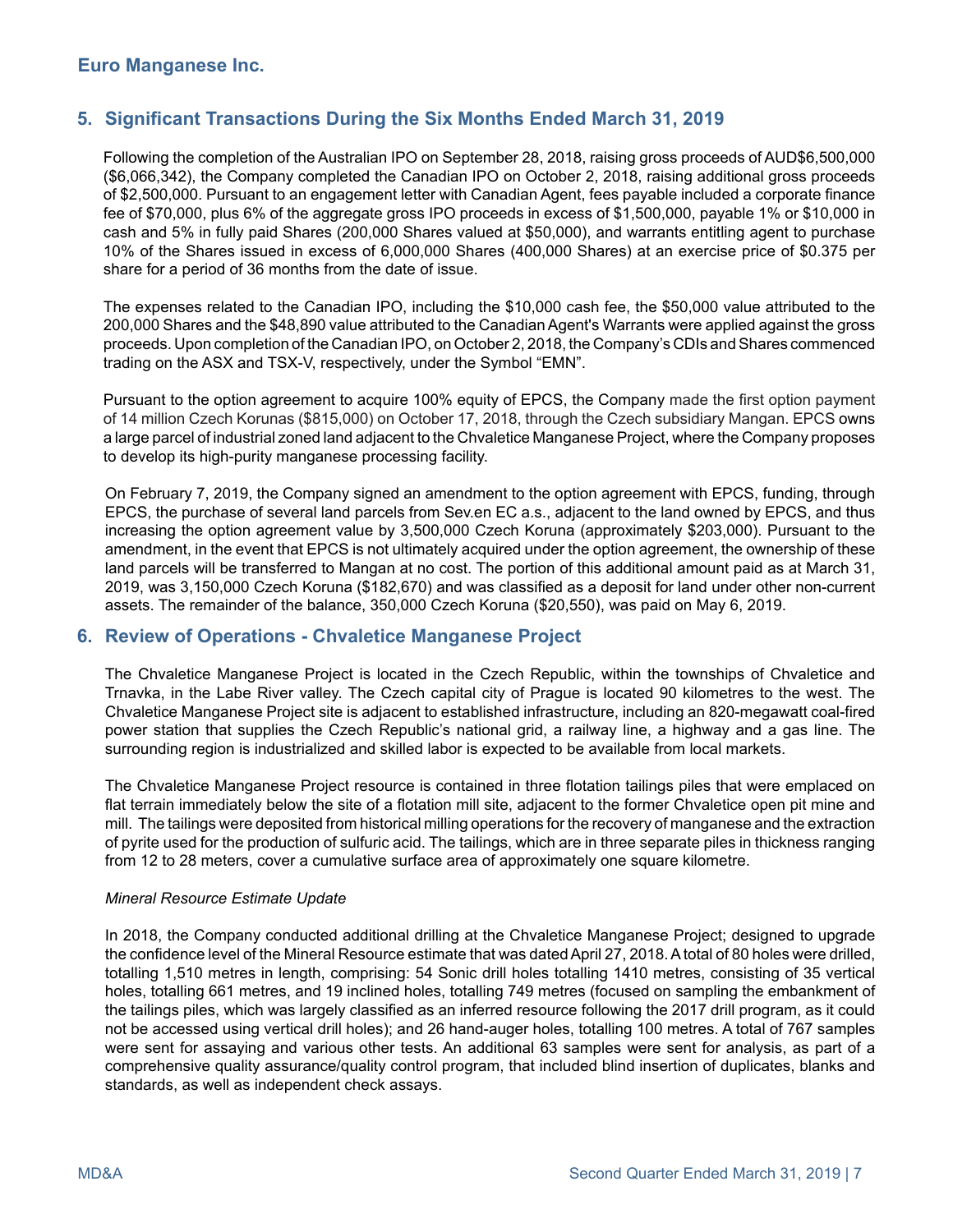## 5. Significant Transactions During the Six Months Ended March 31, 2019

Following the completion of the Australian IPO on September 28, 2018, raising gross proceeds of AUD$6,500,000 ($6,066,342), the Company completed the Canadian IPO on October 2, 2018, raising additional gross proceeds of $2,500,000. Pursuant to an engagement letter with Canadian Agent, fees payable included a corporate finance fee of $70,000, plus 6% of the aggregate gross IPO proceeds in excess of $1,500,000, payable 1% or $10,000 in cash and 5% in fully paid Shares (200,000 Shares valued at $50,000), and warrants entitling agent to purchase 10% of the Shares issued in excess of 6,000,000 Shares (400,000 Shares) at an exercise price of $0.375 per share for a period of 36 months from the date of issue.

The expenses related to the Canadian IPO, including the $10,000 cash fee, the $50,000 value attributed to the 200,000 Shares and the $48,890 value attributed to the Canadian Agent's Warrants were applied against the gross proceeds. Upon completion of the Canadian IPO, on October 2, 2018, the Company's CDIs and Shares commenced trading on the ASX and TSX-V, respectively, under the Symbol "EMN".

Pursuant to the option agreement to acquire 100% equity of EPCS, the Company made the first option payment of 14 million Czech Korunas ($815,000) on October 17, 2018, through the Czech subsidiary Mangan. EPCS owns a large parcel of industrial zoned land adjacent to the Chvaletice Manganese Project, where the Company proposes to develop its high-purity manganese processing facility.

On February 7, 2019, the Company signed an amendment to the option agreement with EPCS, funding, through EPCS, the purchase of several land parcels from Sev.en EC a.s., adjacent to the land owned by EPCS, and thus increasing the option agreement value by 3,500,000 Czech Koruna (approximately $203,000). Pursuant to the amendment, in the event that EPCS is not ultimately acquired under the option agreement, the ownership of these land parcels will be transferred to Mangan at no cost. The portion of this additional amount paid as at March 31, 2019, was 3,150,000 Czech Koruna ($182,670) and was classified as a deposit for land under other non-current assets. The remainder of the balance, 350,000 Czech Koruna ($20,550), was paid on May 6, 2019.

## 6. Review of Operations - Chvaletice Manganese Project

The Chvaletice Manganese Project is located in the Czech Republic, within the townships of Chvaletice and Trnavka, in the Labe River valley. The Czech capital city of Prague is located 90 kilometres to the west. The Chvaletice Manganese Project site is adjacent to established infrastructure, including an 820-megawatt coal-fired power station that supplies the Czech Republic's national grid, a railway line, a highway and a gas line. The surrounding region is industrialized and skilled labor is expected to be available from local markets.

The Chvaletice Manganese Project resource is contained in three flotation tailings piles that were emplaced on flat terrain immediately below the site of a flotation mill site, adjacent to the former Chvaletice open pit mine and mill. The tailings were deposited from historical milling operations for the recovery of manganese and the extraction of pyrite used for the production of sulfuric acid. The tailings, which are in three separate piles in thickness ranging from 12 to 28 meters, cover a cumulative surface area of approximately one square kilometre.

*Mineral Resource Estimate Update*

In 2018, the Company conducted additional drilling at the Chvaletice Manganese Project; designed to upgrade the confidence level of the Mineral Resource estimate that was dated April 27, 2018. A total of 80 holes were drilled, totalling 1,510 metres in length, comprising: 54 Sonic drill holes totalling 1410 metres, consisting of 35 vertical holes, totalling 661 metres, and 19 inclined holes, totalling 749 metres (focused on sampling the embankment of the tailings piles, which was largely classified as an inferred resource following the 2017 drill program, as it could not be accessed using vertical drill holes); and 26 hand-auger holes, totalling 100 metres. A total of 767 samples were sent for assaying and various other tests. An additional 63 samples were sent for analysis, as part of a comprehensive quality assurance/quality control program, that included blind insertion of duplicates, blanks and standards, as well as independent check assays.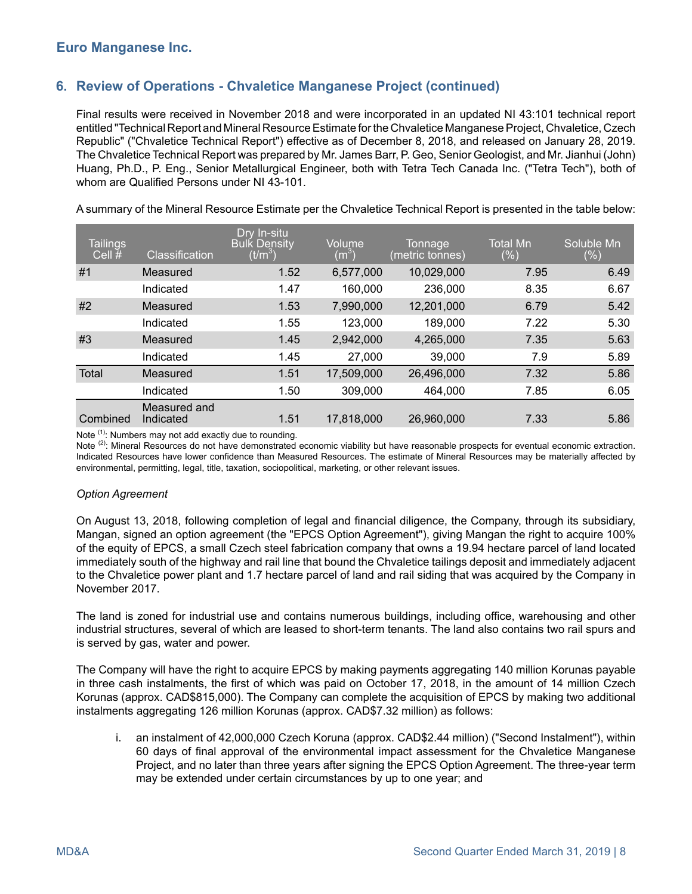## 6. Review of Operations - Chvaletice Manganese Project (continued)

Final results were received in November 2018 and were incorporated in an updated NI 43:101 technical report entitled "Technical Report and Mineral Resource Estimate for the Chvaletice Manganese Project, Chvaletice, Czech Republic" ("Chvaletice Technical Report") effective as of December 8, 2018, and released on January 28, 2019. The Chvaletice Technical Report was prepared by Mr. James Barr, P. Geo, Senior Geologist, and Mr. Jianhui (John) Huang, Ph.D., P. Eng., Senior Metallurgical Engineer, both with Tetra Tech Canada Inc. ("Tetra Tech"), both of whom are Qualified Persons under NI 43-101.

A summary of the Mineral Resource Estimate per the Chvaletice Technical Report is presented in the table below:

| Tailings Cell # | Classification | Dry In-situ Bulk Density ($t/m^3$) | Volume ($m^3$) | Tonnage (metric tonnes) | Total Mn (%) | Soluble Mn (%) |
|---|---|---|---|---|---|---|
| #1 | Measured | 1.52 | 6,577,000 | 10,029,000 | 7.95 | 6.49 |
| | Indicated | 1.47 | 160,000 | 236,000 | 8.35 | 6.67 |
| #2 | Measured | 1.53 | 7,990,000 | 12,201,000 | 6.79 | 5.42 |
| | Indicated | 1.55 | 123,000 | 189,000 | 7.22 | 5.30 |
| #3 | Measured | 1.45 | 2,942,000 | 4,265,000 | 7.35 | 5.63 |
| | Indicated | 1.45 | 27,000 | 39,000 | 7.9 | 5.89 |
| Total | Measured | 1.51 | 17,509,000 | 26,496,000 | 7.32 | 5.86 |
| | Indicated | 1.50 | 309,000 | 464,000 | 7.85 | 6.05 |
| Combined | Measured and Indicated | 1.51 | 17,818,000 | 26,960,000 | 7.33 | 5.86 |

Note (1): Numbers may not add exactly due to rounding.
Note (2): Mineral Resources do not have demonstrated economic viability but have reasonable prospects for eventual economic extraction. Indicated Resources have lower confidence than Measured Resources. The estimate of Mineral Resources may be materially affected by environmental, permitting, legal, title, taxation, sociopolitical, marketing, or other relevant issues.

*Option Agreement*

On August 13, 2018, following completion of legal and financial diligence, the Company, through its subsidiary, Mangan, signed an option agreement (the "EPCS Option Agreement"), giving Mangan the right to acquire 100% of the equity of EPCS, a small Czech steel fabrication company that owns a 19.94 hectare parcel of land located immediately south of the highway and rail line that bound the Chvaletice tailings deposit and immediately adjacent to the Chvaletice power plant and 1.7 hectare parcel of land and rail siding that was acquired by the Company in November 2017.

The land is zoned for industrial use and contains numerous buildings, including office, warehousing and other industrial structures, several of which are leased to short-term tenants. The land also contains two rail spurs and is served by gas, water and power.

The Company will have the right to acquire EPCS by making payments aggregating 140 million Korunas payable in three cash instalments, the first of which was paid on October 17, 2018, in the amount of 14 million Czech Korunas (approx. CAD$815,000). The Company can complete the acquisition of EPCS by making two additional instalments aggregating 126 million Korunas (approx. CAD$7.32 million) as follows:

i. an instalment of 42,000,000 Czech Koruna (approx. CAD$2.44 million) ("Second Instalment"), within 60 days of final approval of the environmental impact assessment for the Chvaletice Manganese Project, and no later than three years after signing the EPCS Option Agreement. The three-year term may be extended under certain circumstances by up to one year; and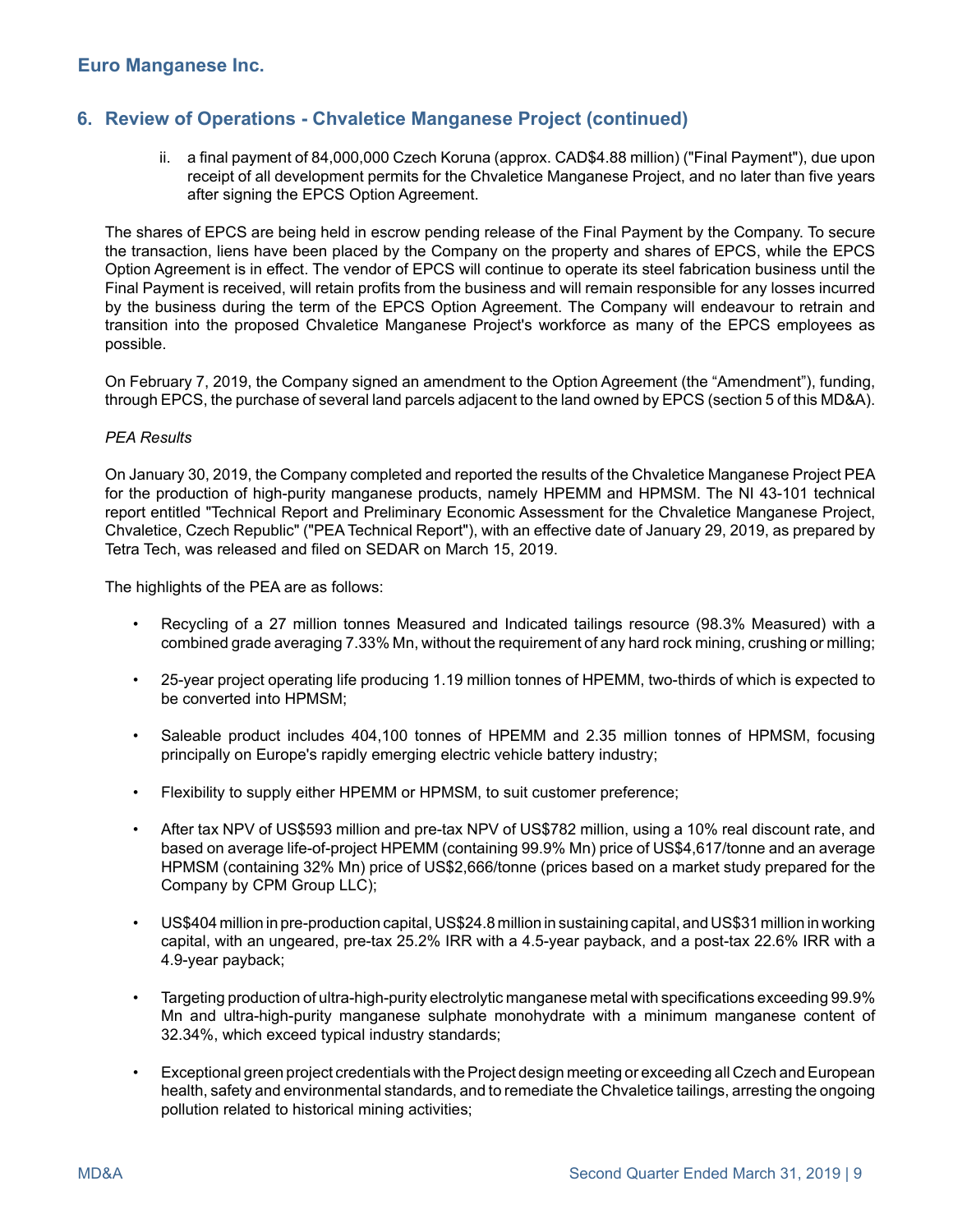## 6. Review of Operations - Chvaletice Manganese Project (continued)

ii. a final payment of 84,000,000 Czech Koruna (approx. CAD$4.88 million) ("Final Payment"), due upon receipt of all development permits for the Chvaletice Manganese Project, and no later than five years after signing the EPCS Option Agreement.

The shares of EPCS are being held in escrow pending release of the Final Payment by the Company. To secure the transaction, liens have been placed by the Company on the property and shares of EPCS, while the EPCS Option Agreement is in effect. The vendor of EPCS will continue to operate its steel fabrication business until the Final Payment is received, will retain profits from the business and will remain responsible for any losses incurred by the business during the term of the EPCS Option Agreement. The Company will endeavour to retrain and transition into the proposed Chvaletice Manganese Project's workforce as many of the EPCS employees as possible.

On February 7, 2019, the Company signed an amendment to the Option Agreement (the "Amendment"), funding, through EPCS, the purchase of several land parcels adjacent to the land owned by EPCS (section 5 of this MD&A).

*PEA Results*

On January 30, 2019, the Company completed and reported the results of the Chvaletice Manganese Project PEA for the production of high-purity manganese products, namely HPEMM and HPMSM. The NI 43-101 technical report entitled "Technical Report and Preliminary Economic Assessment for the Chvaletice Manganese Project, Chvaletice, Czech Republic" ("PEA Technical Report"), with an effective date of January 29, 2019, as prepared by Tetra Tech, was released and filed on SEDAR on March 15, 2019.

The highlights of the PEA are as follows:

- Recycling of a 27 million tonnes Measured and Indicated tailings resource (98.3% Measured) with a combined grade averaging 7.33% Mn, without the requirement of any hard rock mining, crushing or milling;
- 25-year project operating life producing 1.19 million tonnes of HPEMM, two-thirds of which is expected to be converted into HPMSM;
- Saleable product includes 404,100 tonnes of HPEMM and 2.35 million tonnes of HPMSM, focusing principally on Europe's rapidly emerging electric vehicle battery industry;
- Flexibility to supply either HPEMM or HPMSM, to suit customer preference;
- After tax NPV of US$593 million and pre-tax NPV of US$782 million, using a 10% real discount rate, and based on average life-of-project HPEMM (containing 99.9% Mn) price of US$4,617/tonne and an average HPMSM (containing 32% Mn) price of US$2,666/tonne (prices based on a market study prepared for the Company by CPM Group LLC);
- US$404 million in pre-production capital, US$24.8 million in sustaining capital, and US$31 million in working capital, with an ungeared, pre-tax 25.2% IRR with a 4.5-year payback, and a post-tax 22.6% IRR with a 4.9-year payback;
- Targeting production of ultra-high-purity electrolytic manganese metal with specifications exceeding 99.9% Mn and ultra-high-purity manganese sulphate monohydrate with a minimum manganese content of 32.34%, which exceed typical industry standards;
- Exceptional green project credentials with the Project design meeting or exceeding all Czech and European health, safety and environmental standards, and to remediate the Chvaletice tailings, arresting the ongoing pollution related to historical mining activities;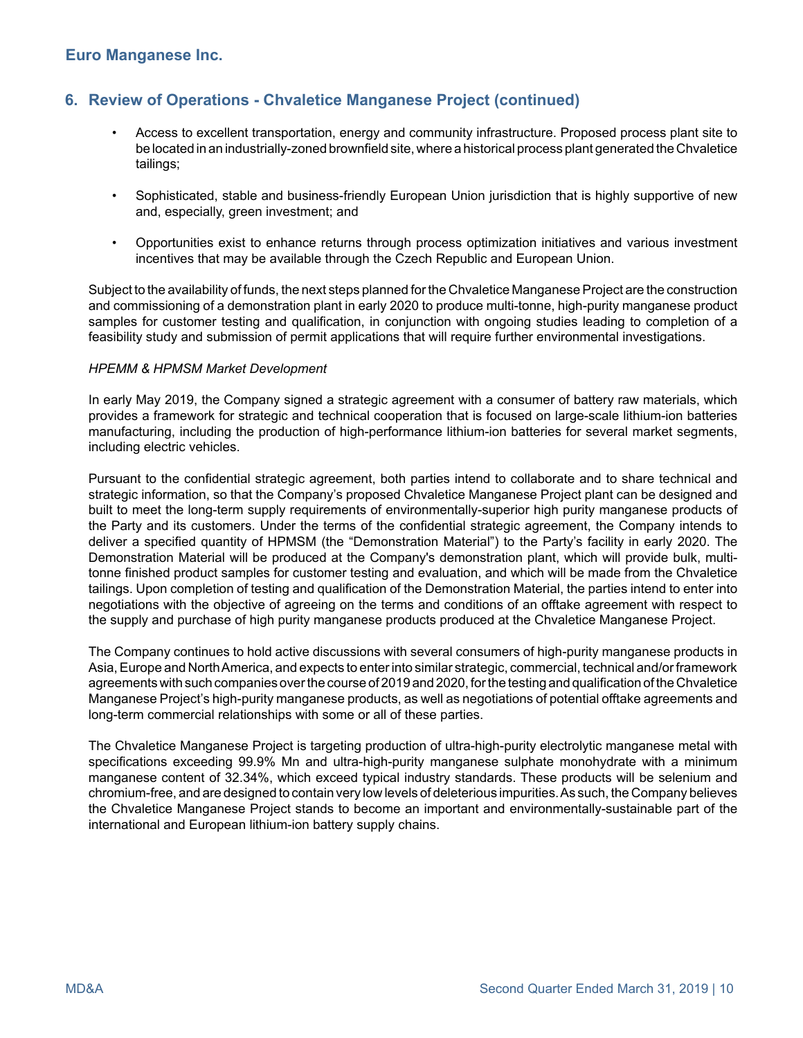## 6. Review of Operations - Chvaletice Manganese Project (continued)

- Access to excellent transportation, energy and community infrastructure. Proposed process plant site to be located in an industrially-zoned brownfield site, where a historical process plant generated the Chvaletice tailings;
- Sophisticated, stable and business-friendly European Union jurisdiction that is highly supportive of new and, especially, green investment; and
- Opportunities exist to enhance returns through process optimization initiatives and various investment incentives that may be available through the Czech Republic and European Union.

Subject to the availability of funds, the next steps planned for the Chvaletice Manganese Project are the construction and commissioning of a demonstration plant in early 2020 to produce multi-tonne, high-purity manganese product samples for customer testing and qualification, in conjunction with ongoing studies leading to completion of a feasibility study and submission of permit applications that will require further environmental investigations.

*HPEMM & HPMSM Market Development*

In early May 2019, the Company signed a strategic agreement with a consumer of battery raw materials, which provides a framework for strategic and technical cooperation that is focused on large-scale lithium-ion batteries manufacturing, including the production of high-performance lithium-ion batteries for several market segments, including electric vehicles.

Pursuant to the confidential strategic agreement, both parties intend to collaborate and to share technical and strategic information, so that the Company's proposed Chvaletice Manganese Project plant can be designed and built to meet the long-term supply requirements of environmentally-superior high purity manganese products of the Party and its customers. Under the terms of the confidential strategic agreement, the Company intends to deliver a specified quantity of HPMSM (the "Demonstration Material") to the Party's facility in early 2020. The Demonstration Material will be produced at the Company's demonstration plant, which will provide bulk, multi-tonne finished product samples for customer testing and evaluation, and which will be made from the Chvaletice tailings. Upon completion of testing and qualification of the Demonstration Material, the parties intend to enter into negotiations with the objective of agreeing on the terms and conditions of an offtake agreement with respect to the supply and purchase of high purity manganese products produced at the Chvaletice Manganese Project.

The Company continues to hold active discussions with several consumers of high-purity manganese products in Asia, Europe and North America, and expects to enter into similar strategic, commercial, technical and/or framework agreements with such companies over the course of 2019 and 2020, for the testing and qualification of the Chvaletice Manganese Project's high-purity manganese products, as well as negotiations of potential offtake agreements and long-term commercial relationships with some or all of these parties.

The Chvaletice Manganese Project is targeting production of ultra-high-purity electrolytic manganese metal with specifications exceeding 99.9% Mn and ultra-high-purity manganese sulphate monohydrate with a minimum manganese content of 32.34%, which exceed typical industry standards. These products will be selenium and chromium-free, and are designed to contain very low levels of deleterious impurities. As such, the Company believes the Chvaletice Manganese Project stands to become an important and environmentally-sustainable part of the international and European lithium-ion battery supply chains.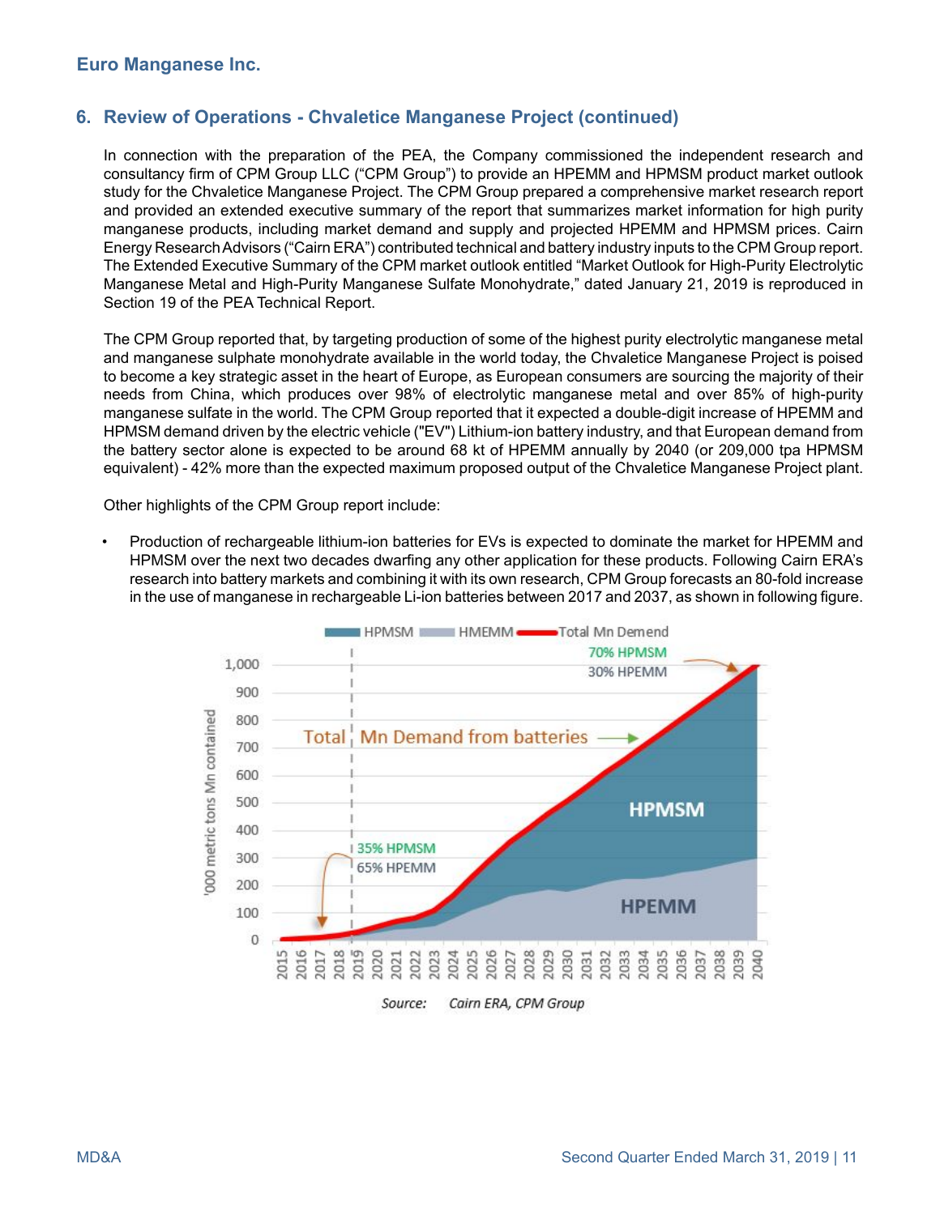## 6. Review of Operations - Chvaletice Manganese Project (continued)

In connection with the preparation of the PEA, the Company commissioned the independent research and consultancy firm of CPM Group LLC ("CPM Group") to provide an HPEMM and HPMSM product market outlook study for the Chvaletice Manganese Project. The CPM Group prepared a comprehensive market research report and provided an extended executive summary of the report that summarizes market information for high purity manganese products, including market demand and supply and projected HPEMM and HPMSM prices. Cairn Energy Research Advisors ("Cairn ERA") contributed technical and battery industry inputs to the CPM Group report. The Extended Executive Summary of the CPM market outlook entitled "Market Outlook for High-Purity Electrolytic Manganese Metal and High-Purity Manganese Sulfate Monohydrate," dated January 21, 2019 is reproduced in Section 19 of the PEA Technical Report.

The CPM Group reported that, by targeting production of some of the highest purity electrolytic manganese metal and manganese sulphate monohydrate available in the world today, the Chvaletice Manganese Project is poised to become a key strategic asset in the heart of Europe, as European consumers are sourcing the majority of their needs from China, which produces over 98% of electrolytic manganese metal and over 85% of high-purity manganese sulfate in the world. The CPM Group reported that it expected a double-digit increase of HPEMM and HPMSM demand driven by the electric vehicle ("EV") Lithium-ion battery industry, and that European demand from the battery sector alone is expected to be around 68 kt of HPEMM annually by 2040 (or 209,000 tpa HPMSM equivalent) - 42% more than the expected maximum proposed output of the Chvaletice Manganese Project plant.

Other highlights of the CPM Group report include:

- Production of rechargeable lithium-ion batteries for EVs is expected to dominate the market for HPEMM and HPMSM over the next two decades dwarfing any other application for these products. Following Cairn ERA's research into battery markets and combining it with its own research, CPM Group forecasts an 80-fold increase in the use of manganese in rechargeable Li-ion batteries between 2017 and 2037, as shown in following figure.

Source: Cairn ERA, CPM Group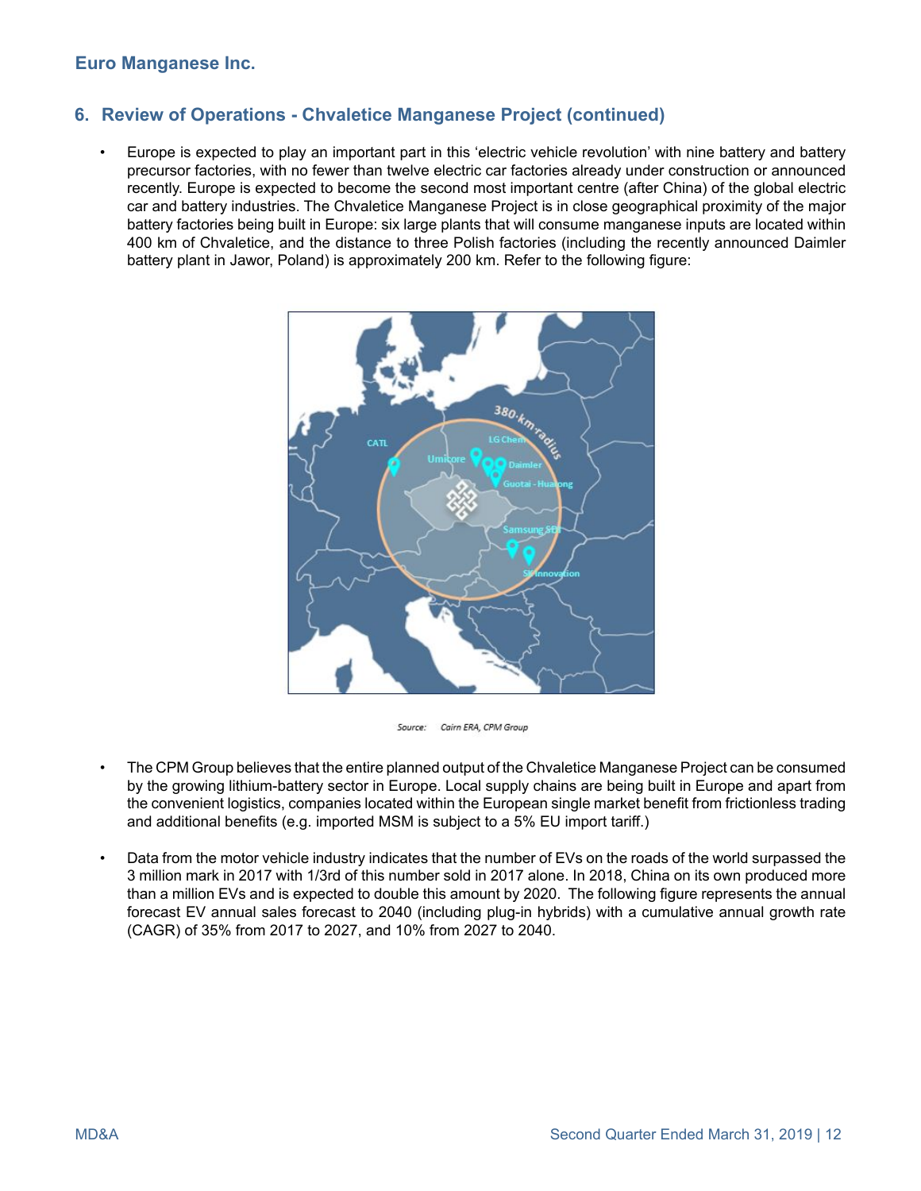## 6. Review of Operations - Chvaletice Manganese Project (continued)

- Europe is expected to play an important part in this 'electric vehicle revolution' with nine battery and battery precursor factories, with no fewer than twelve electric car factories already under construction or announced recently. Europe is expected to become the second most important centre (after China) of the global electric car and battery industries. The Chvaletice Manganese Project is in close geographical proximity of the major battery factories being built in Europe: six large plants that will consume manganese inputs are located within 400 km of Chvaletice, and the distance to three Polish factories (including the recently announced Daimler battery plant in Jawor, Poland) is approximately 200 km. Refer to the following figure:

Source: Cairn ERA, CPM Group

- The CPM Group believes that the entire planned output of the Chvaletice Manganese Project can be consumed by the growing lithium-battery sector in Europe. Local supply chains are being built in Europe and apart from the convenient logistics, companies located within the European single market benefit from frictionless trading and additional benefits (e.g. imported MSM is subject to a 5% EU import tariff.)

- Data from the motor vehicle industry indicates that the number of EVs on the roads of the world surpassed the 3 million mark in 2017 with 1/3rd of this number sold in 2017 alone. In 2018, China on its own produced more than a million EVs and is expected to double this amount by 2020. The following figure represents the annual forecast EV annual sales forecast to 2040 (including plug-in hybrids) with a cumulative annual growth rate (CAGR) of 35% from 2017 to 2027, and 10% from 2027 to 2040.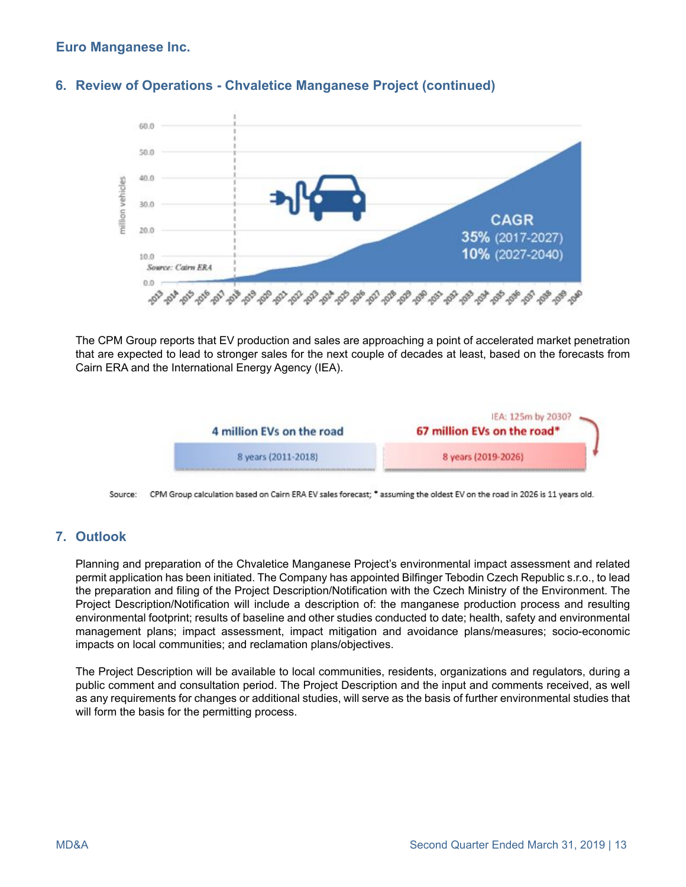## 6. Review of Operations - Chvaletice Manganese Project (continued)

The CPM Group reports that EV production and sales are approaching a point of accelerated market penetration that are expected to lead to stronger sales for the next couple of decades at least, based on the forecasts from Cairn ERA and the International Energy Agency (IEA).

Source: CPM Group calculation based on Cairn ERA EV sales forecast; * assuming the oldest EV on the road in 2026 is 11 years old.

## 7. Outlook

Planning and preparation of the Chvaletice Manganese Project's environmental impact assessment and related permit application has been initiated. The Company has appointed Bilfinger Tebodin Czech Republic s.r.o., to lead the preparation and filing of the Project Description/Notification with the Czech Ministry of the Environment. The Project Description/Notification will include a description of: the manganese production process and resulting environmental footprint; results of baseline and other studies conducted to date; health, safety and environmental management plans; impact assessment, impact mitigation and avoidance plans/measures; socio-economic impacts on local communities; and reclamation plans/objectives.

The Project Description will be available to local communities, residents, organizations and regulators, during a public comment and consultation period. The Project Description and the input and comments received, as well as any requirements for changes or additional studies, will serve as the basis of further environmental studies that will form the basis for the permitting process.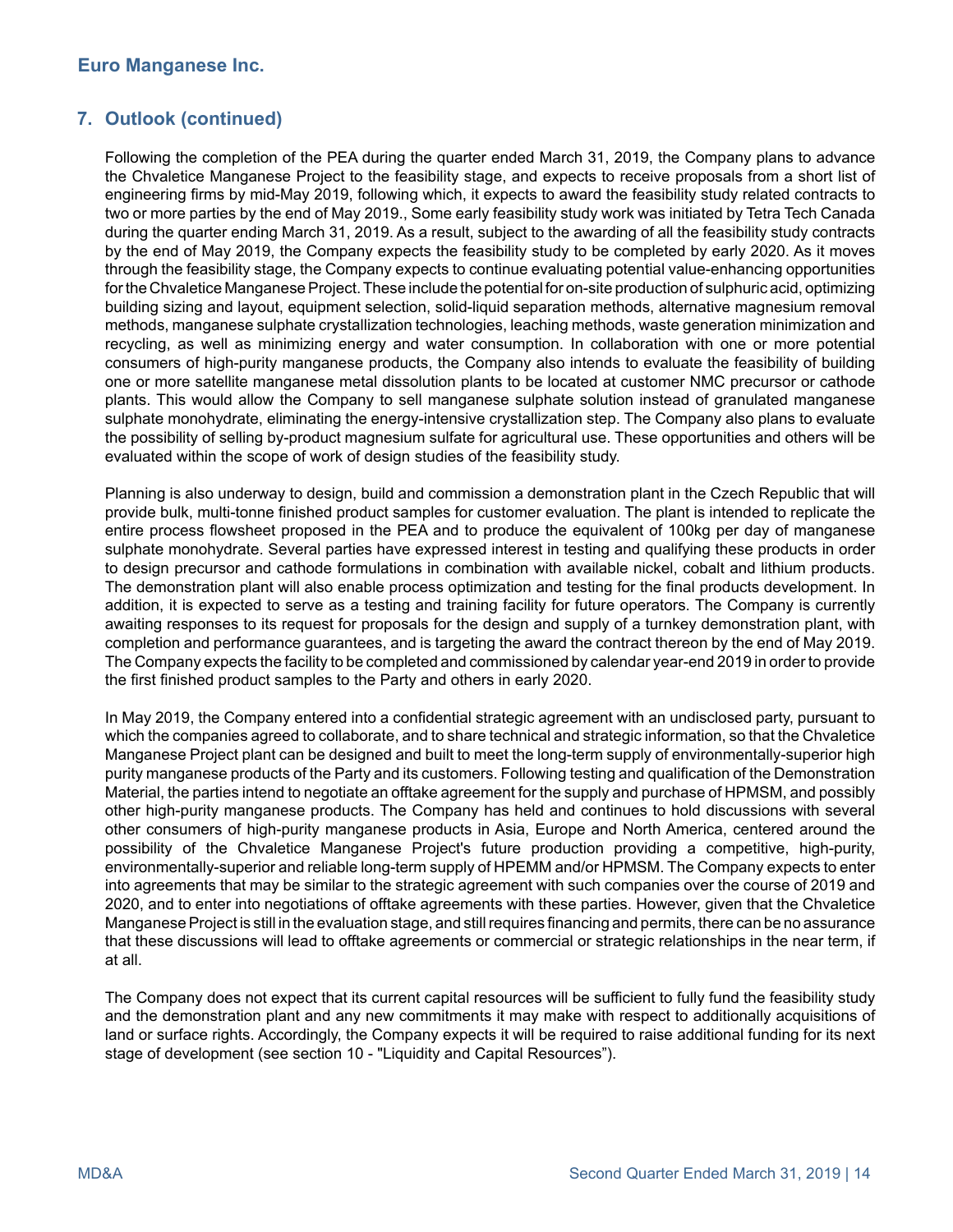## 7. Outlook (continued)

Following the completion of the PEA during the quarter ended March 31, 2019, the Company plans to advance the Chvaletice Manganese Project to the feasibility stage, and expects to receive proposals from a short list of engineering firms by mid-May 2019, following which, it expects to award the feasibility study related contracts to two or more parties by the end of May 2019., Some early feasibility study work was initiated by Tetra Tech Canada during the quarter ending March 31, 2019. As a result, subject to the awarding of all the feasibility study contracts by the end of May 2019, the Company expects the feasibility study to be completed by early 2020. As it moves through the feasibility stage, the Company expects to continue evaluating potential value-enhancing opportunities for the Chvaletice Manganese Project. These include the potential for on-site production of sulphuric acid, optimizing building sizing and layout, equipment selection, solid-liquid separation methods, alternative magnesium removal methods, manganese sulphate crystallization technologies, leaching methods, waste generation minimization and recycling, as well as minimizing energy and water consumption. In collaboration with one or more potential consumers of high-purity manganese products, the Company also intends to evaluate the feasibility of building one or more satellite manganese metal dissolution plants to be located at customer NMC precursor or cathode plants. This would allow the Company to sell manganese sulphate solution instead of granulated manganese sulphate monohydrate, eliminating the energy-intensive crystallization step. The Company also plans to evaluate the possibility of selling by-product magnesium sulfate for agricultural use. These opportunities and others will be evaluated within the scope of work of design studies of the feasibility study.

Planning is also underway to design, build and commission a demonstration plant in the Czech Republic that will provide bulk, multi-tonne finished product samples for customer evaluation. The plant is intended to replicate the entire process flowsheet proposed in the PEA and to produce the equivalent of 100kg per day of manganese sulphate monohydrate. Several parties have expressed interest in testing and qualifying these products in order to design precursor and cathode formulations in combination with available nickel, cobalt and lithium products. The demonstration plant will also enable process optimization and testing for the final products development. In addition, it is expected to serve as a testing and training facility for future operators. The Company is currently awaiting responses to its request for proposals for the design and supply of a turnkey demonstration plant, with completion and performance guarantees, and is targeting the award the contract thereon by the end of May 2019. The Company expects the facility to be completed and commissioned by calendar year-end 2019 in order to provide the first finished product samples to the Party and others in early 2020.

In May 2019, the Company entered into a confidential strategic agreement with an undisclosed party, pursuant to which the companies agreed to collaborate, and to share technical and strategic information, so that the Chvaletice Manganese Project plant can be designed and built to meet the long-term supply of environmentally-superior high purity manganese products of the Party and its customers. Following testing and qualification of the Demonstration Material, the parties intend to negotiate an offtake agreement for the supply and purchase of HPMSM, and possibly other high-purity manganese products. The Company has held and continues to hold discussions with several other consumers of high-purity manganese products in Asia, Europe and North America, centered around the possibility of the Chvaletice Manganese Project's future production providing a competitive, high-purity, environmentally-superior and reliable long-term supply of HPEMM and/or HPMSM. The Company expects to enter into agreements that may be similar to the strategic agreement with such companies over the course of 2019 and 2020, and to enter into negotiations of offtake agreements with these parties. However, given that the Chvaletice Manganese Project is still in the evaluation stage, and still requires financing and permits, there can be no assurance that these discussions will lead to offtake agreements or commercial or strategic relationships in the near term, if at all.

The Company does not expect that its current capital resources will be sufficient to fully fund the feasibility study and the demonstration plant and any new commitments it may make with respect to additionally acquisitions of land or surface rights. Accordingly, the Company expects it will be required to raise additional funding for its next stage of development (see section 10 - "Liquidity and Capital Resources").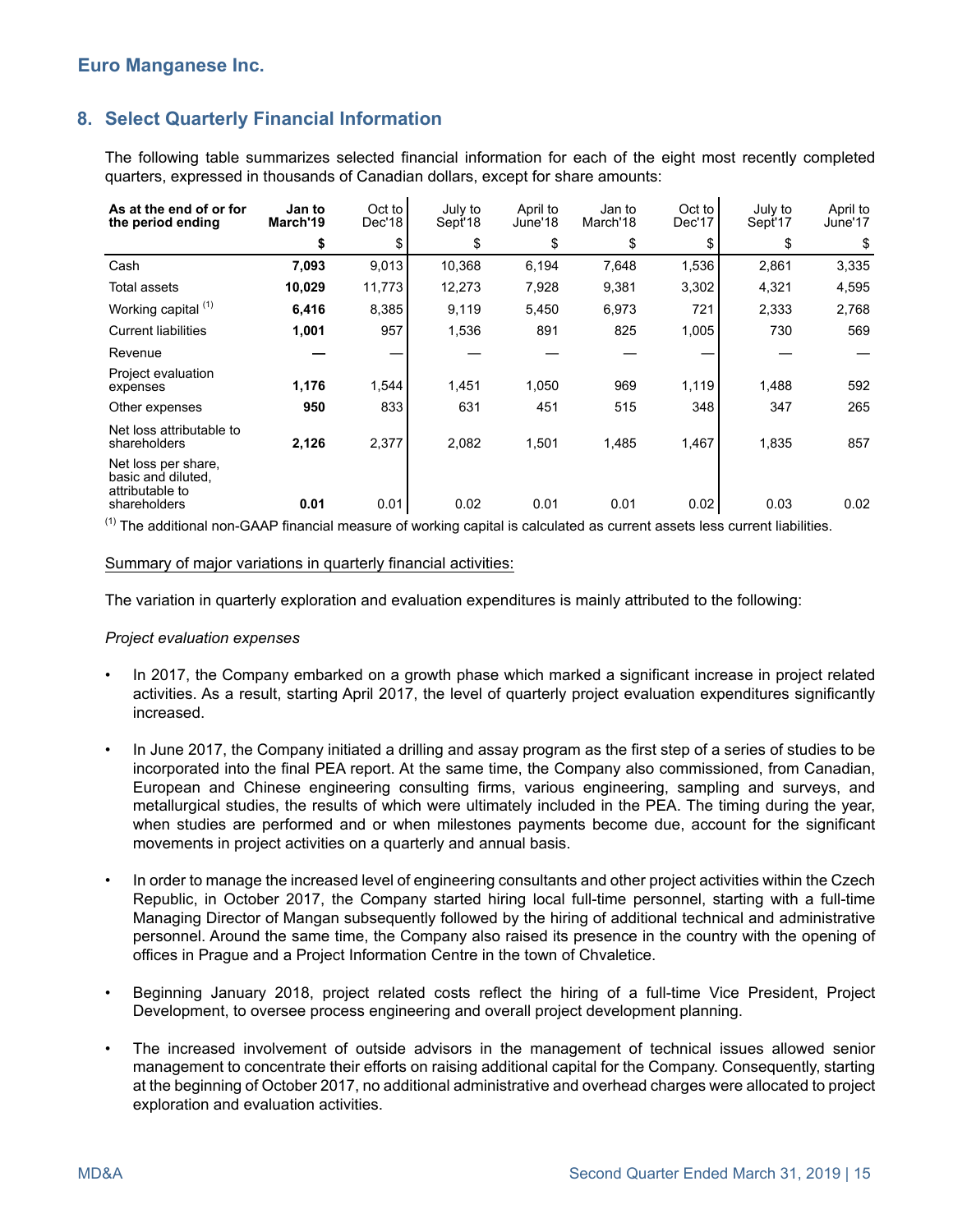## 8. Select Quarterly Financial Information

The following table summarizes selected financial information for each of the eight most recently completed quarters, expressed in thousands of Canadian dollars, except for share amounts:

| As at the end of or for the period ending | Jan to March'19 | Oct to Dec'18 | July to Sept'18 | April to June'18 | Jan to March'18 | Oct to Dec'17 | July to Sept'17 | April to June'17 |
|---|---|---|---|---|---|---|---|---|
| | **$** | $ | $ | $ | $ | $ | $ | $ |
| Cash | **7,093** | 9,013 | 10,368 | 6,194 | 7,648 | 1,536 | 2,861 | 3,335 |
| Total assets | **10,029** | 11,773 | 12,273 | 7,928 | 9,381 | 3,302 | 4,321 | 4,595 |
| Working capital [(1)] | **6,416** | 8,385 | 9,119 | 5,450 | 6,973 | 721 | 2,333 | 2,768 |
| Current liabilities | **1,001** | 957 | 1,536 | 891 | 825 | 1,005 | 730 | 569 |
| Revenue | **—** | — | — | — | — | — | — | — |
| Project evaluation expenses | **1,176** | 1,544 | 1,451 | 1,050 | 969 | 1,119 | 1,488 | 592 |
| Other expenses | **950** | 833 | 631 | 451 | 515 | 348 | 347 | 265 |
| Net loss attributable to shareholders | **2,126** | 2,377 | 2,082 | 1,501 | 1,485 | 1,467 | 1,835 | 857 |
| Net loss per share, basic and diluted, attributable to shareholders | **0.01** | 0.01 | 0.02 | 0.01 | 0.01 | 0.02 | 0.03 | 0.02 |

(1) The additional non-GAAP financial measure of working capital is calculated as current assets less current liabilities.

Summary of major variations in quarterly financial activities:

The variation in quarterly exploration and evaluation expenditures is mainly attributed to the following:

*Project evaluation expenses*

- In 2017, the Company embarked on a growth phase which marked a significant increase in project related activities. As a result, starting April 2017, the level of quarterly project evaluation expenditures significantly increased.
- In June 2017, the Company initiated a drilling and assay program as the first step of a series of studies to be incorporated into the final PEA report. At the same time, the Company also commissioned, from Canadian, European and Chinese engineering consulting firms, various engineering, sampling and surveys, and metallurgical studies, the results of which were ultimately included in the PEA. The timing during the year, when studies are performed and or when milestones payments become due, account for the significant movements in project activities on a quarterly and annual basis.
- In order to manage the increased level of engineering consultants and other project activities within the Czech Republic, in October 2017, the Company started hiring local full-time personnel, starting with a full-time Managing Director of Mangan subsequently followed by the hiring of additional technical and administrative personnel. Around the same time, the Company also raised its presence in the country with the opening of offices in Prague and a Project Information Centre in the town of Chvaletice.
- Beginning January 2018, project related costs reflect the hiring of a full-time Vice President, Project Development, to oversee process engineering and overall project development planning.
- The increased involvement of outside advisors in the management of technical issues allowed senior management to concentrate their efforts on raising additional capital for the Company. Consequently, starting at the beginning of October 2017, no additional administrative and overhead charges were allocated to project exploration and evaluation activities.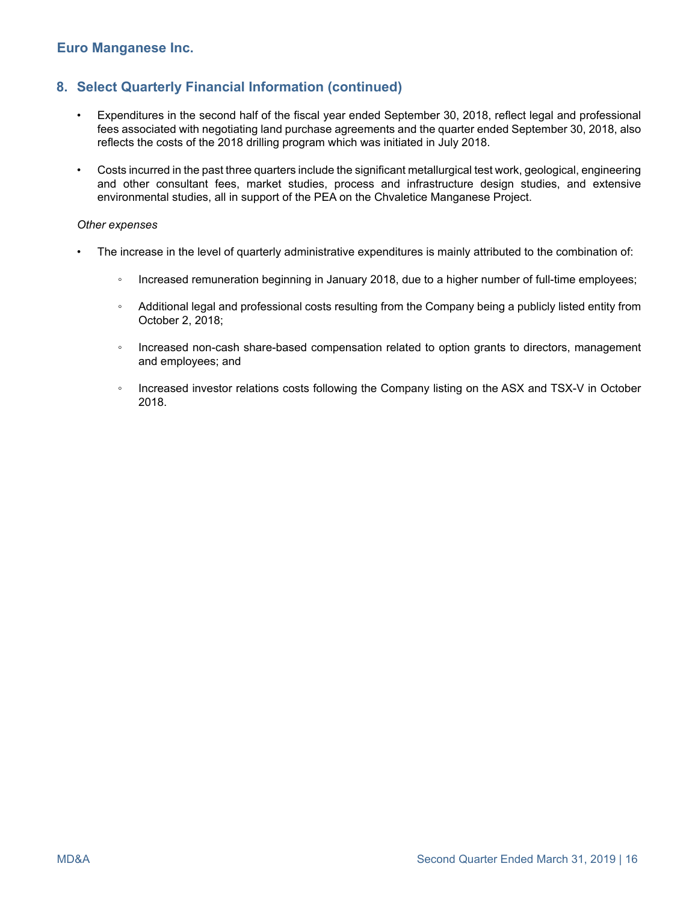## 8. Select Quarterly Financial Information (continued)

- Expenditures in the second half of the fiscal year ended September 30, 2018, reflect legal and professional fees associated with negotiating land purchase agreements and the quarter ended September 30, 2018, also reflects the costs of the 2018 drilling program which was initiated in July 2018.

- Costs incurred in the past three quarters include the significant metallurgical test work, geological, engineering and other consultant fees, market studies, process and infrastructure design studies, and extensive environmental studies, all in support of the PEA on the Chvaletice Manganese Project.

*Other expenses*

- The increase in the level of quarterly administrative expenditures is mainly attributed to the combination of:

  - Increased remuneration beginning in January 2018, due to a higher number of full-time employees;

  - Additional legal and professional costs resulting from the Company being a publicly listed entity from October 2, 2018;

  - Increased non-cash share-based compensation related to option grants to directors, management and employees; and

  - Increased investor relations costs following the Company listing on the ASX and TSX-V in October 2018.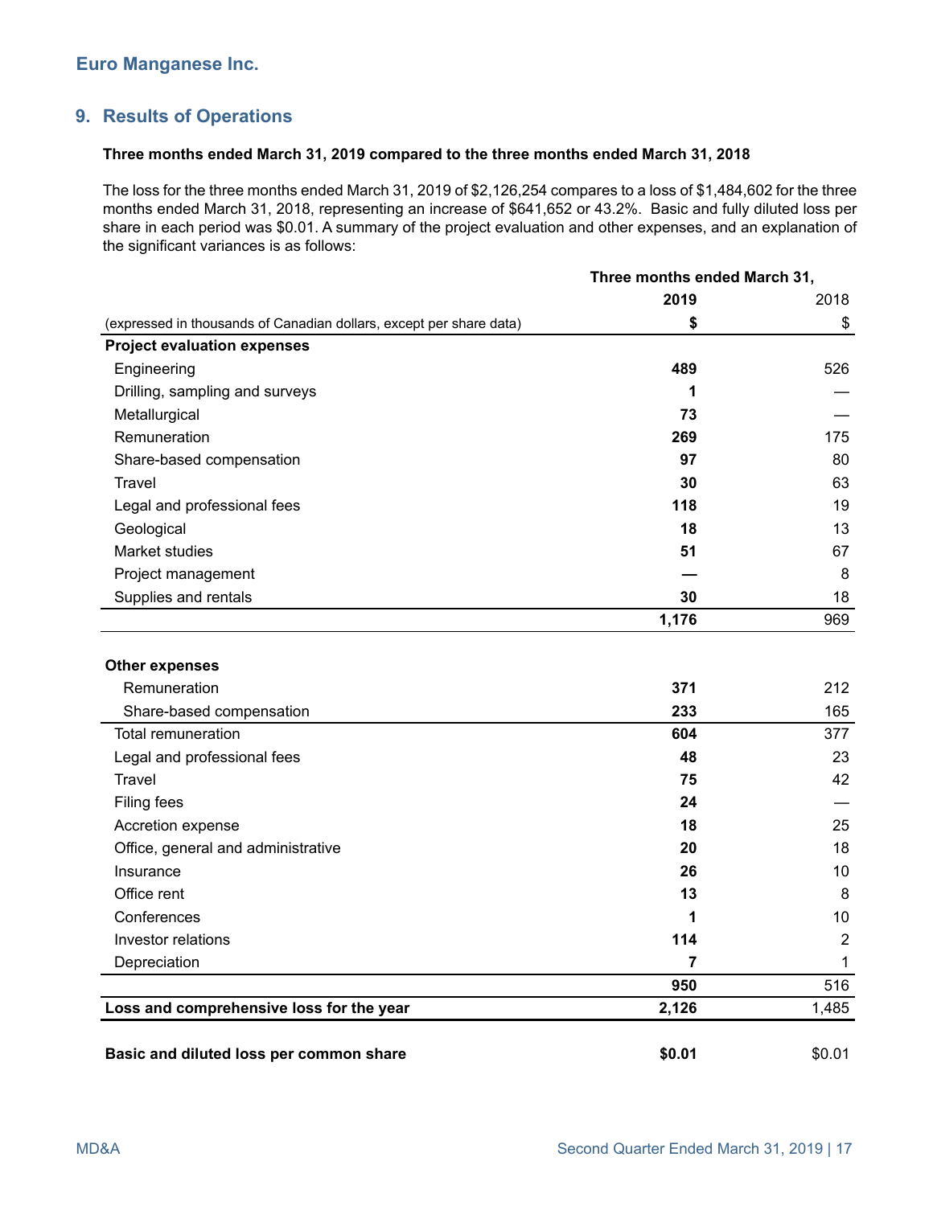Euro Manganese Inc.

## 9. Results of Operations

**Three months ended March 31, 2019 compared to the three months ended March 31, 2018**

The loss for the three months ended March 31, 2019 of $2,126,254 compares to a loss of $1,484,602 for the three months ended March 31, 2018, representing an increase of $641,652 or 43.2%. Basic and fully diluted loss per share in each period was $0.01. A summary of the project evaluation and other expenses, and an explanation of the significant variances is as follows:

| | Three months ended March 31, | |
|---|---|---|
| | **2019** | 2018 |
| (expressed in thousands of Canadian dollars, except per share data) | **$** | $ |
| **Project evaluation expenses** | | |
| Engineering | **489** | 526 |
| Drilling, sampling and surveys | **1** | — |
| Metallurgical | **73** | — |
| Remuneration | **269** | 175 |
| Share-based compensation | **97** | 80 |
| Travel | **30** | 63 |
| Legal and professional fees | **118** | 19 |
| Geological | **18** | 13 |
| Market studies | **51** | 67 |
| Project management | **—** | 8 |
| Supplies and rentals | **30** | 18 |
| | **1,176** | 969 |
| **Other expenses** | | |
| Remuneration | **371** | 212 |
| Share-based compensation | **233** | 165 |
| Total remuneration | **604** | 377 |
| Legal and professional fees | **48** | 23 |
| Travel | **75** | 42 |
| Filing fees | **24** | — |
| Accretion expense | **18** | 25 |
| Office, general and administrative | **20** | 18 |
| Insurance | **26** | 10 |
| Office rent | **13** | 8 |
| Conferences | **1** | 10 |
| Investor relations | **114** | 2 |
| Depreciation | **7** | 1 |
| | **950** | 516 |
| **Loss and comprehensive loss for the year** | **2,126** | 1,485 |
| **Basic and diluted loss per common share** | **$0.01** | $0.01 |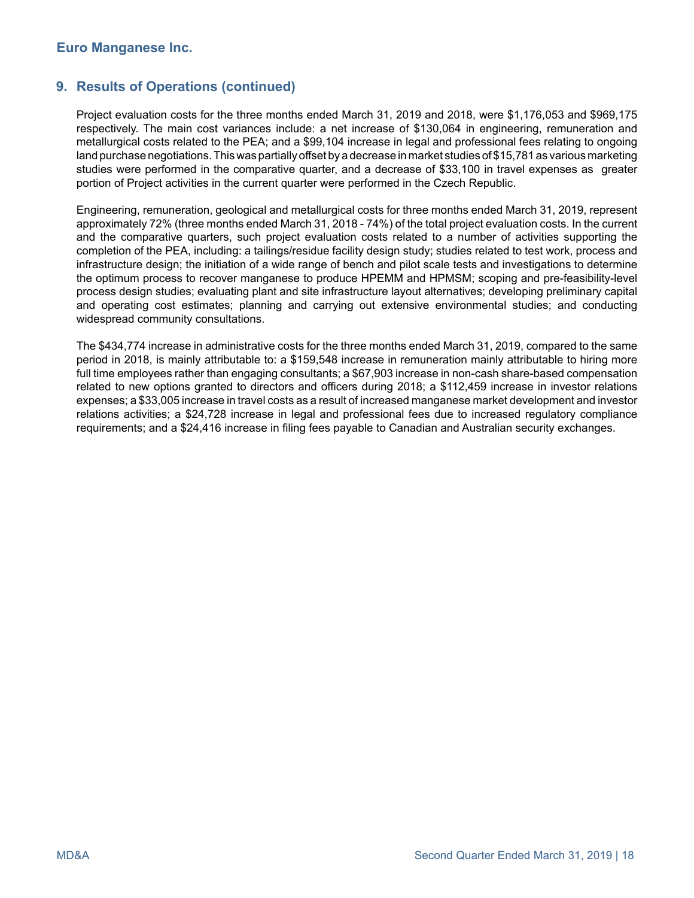## 9. Results of Operations (continued)

Project evaluation costs for the three months ended March 31, 2019 and 2018, were $1,176,053 and $969,175 respectively. The main cost variances include: a net increase of $130,064 in engineering, remuneration and metallurgical costs related to the PEA; and a $99,104 increase in legal and professional fees relating to ongoing land purchase negotiations. This was partially offset by a decrease in market studies of $15,781 as various marketing studies were performed in the comparative quarter, and a decrease of $33,100 in travel expenses as greater portion of Project activities in the current quarter were performed in the Czech Republic.

Engineering, remuneration, geological and metallurgical costs for three months ended March 31, 2019, represent approximately 72% (three months ended March 31, 2018 - 74%) of the total project evaluation costs. In the current and the comparative quarters, such project evaluation costs related to a number of activities supporting the completion of the PEA, including: a tailings/residue facility design study; studies related to test work, process and infrastructure design; the initiation of a wide range of bench and pilot scale tests and investigations to determine the optimum process to recover manganese to produce HPEMM and HPMSM; scoping and pre-feasibility-level process design studies; evaluating plant and site infrastructure layout alternatives; developing preliminary capital and operating cost estimates; planning and carrying out extensive environmental studies; and conducting widespread community consultations.

The $434,774 increase in administrative costs for the three months ended March 31, 2019, compared to the same period in 2018, is mainly attributable to: a $159,548 increase in remuneration mainly attributable to hiring more full time employees rather than engaging consultants; a $67,903 increase in non-cash share-based compensation related to new options granted to directors and officers during 2018; a $112,459 increase in investor relations expenses; a $33,005 increase in travel costs as a result of increased manganese market development and investor relations activities; a $24,728 increase in legal and professional fees due to increased regulatory compliance requirements; and a $24,416 increase in filing fees payable to Canadian and Australian security exchanges.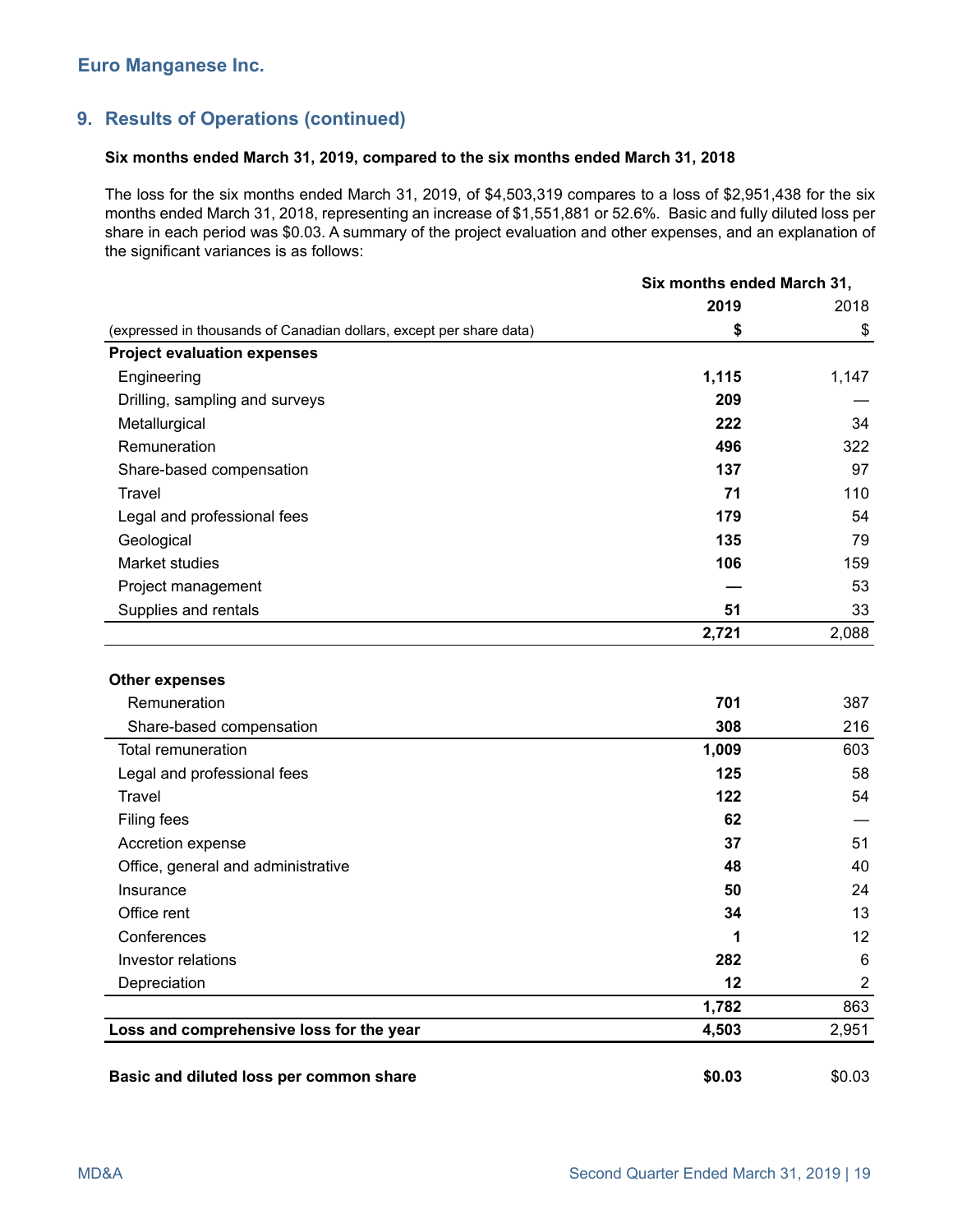## 9. Results of Operations (continued)

**Six months ended March 31, 2019, compared to the six months ended March 31, 2018**

The loss for the six months ended March 31, 2019, of $4,503,319 compares to a loss of $2,951,438 for the six months ended March 31, 2018, representing an increase of $1,551,881 or 52.6%. Basic and fully diluted loss per share in each period was $0.03. A summary of the project evaluation and other expenses, and an explanation of the significant variances is as follows:

| | Six months ended March 31, | |
|---|---|---|
| | **2019** | 2018 |
| (expressed in thousands of Canadian dollars, except per share data) | **$** | $ |
| **Project evaluation expenses** | | |
| Engineering | **1,115** | 1,147 |
| Drilling, sampling and surveys | **209** | — |
| Metallurgical | **222** | 34 |
| Remuneration | **496** | 322 |
| Share-based compensation | **137** | 97 |
| Travel | **71** | 110 |
| Legal and professional fees | **179** | 54 |
| Geological | **135** | 79 |
| Market studies | **106** | 159 |
| Project management | **—** | 53 |
| Supplies and rentals | **51** | 33 |
| | **2,721** | 2,088 |
| **Other expenses** | | |
| Remuneration | **701** | 387 |
| Share-based compensation | **308** | 216 |
| Total remuneration | **1,009** | 603 |
| Legal and professional fees | **125** | 58 |
| Travel | **122** | 54 |
| Filing fees | **62** | — |
| Accretion expense | **37** | 51 |
| Office, general and administrative | **48** | 40 |
| Insurance | **50** | 24 |
| Office rent | **34** | 13 |
| Conferences | **1** | 12 |
| Investor relations | **282** | 6 |
| Depreciation | **12** | 2 |
| | **1,782** | 863 |
| **Loss and comprehensive loss for the year** | **4,503** | 2,951 |
| **Basic and diluted loss per common share** | **$0.03** | $0.03 |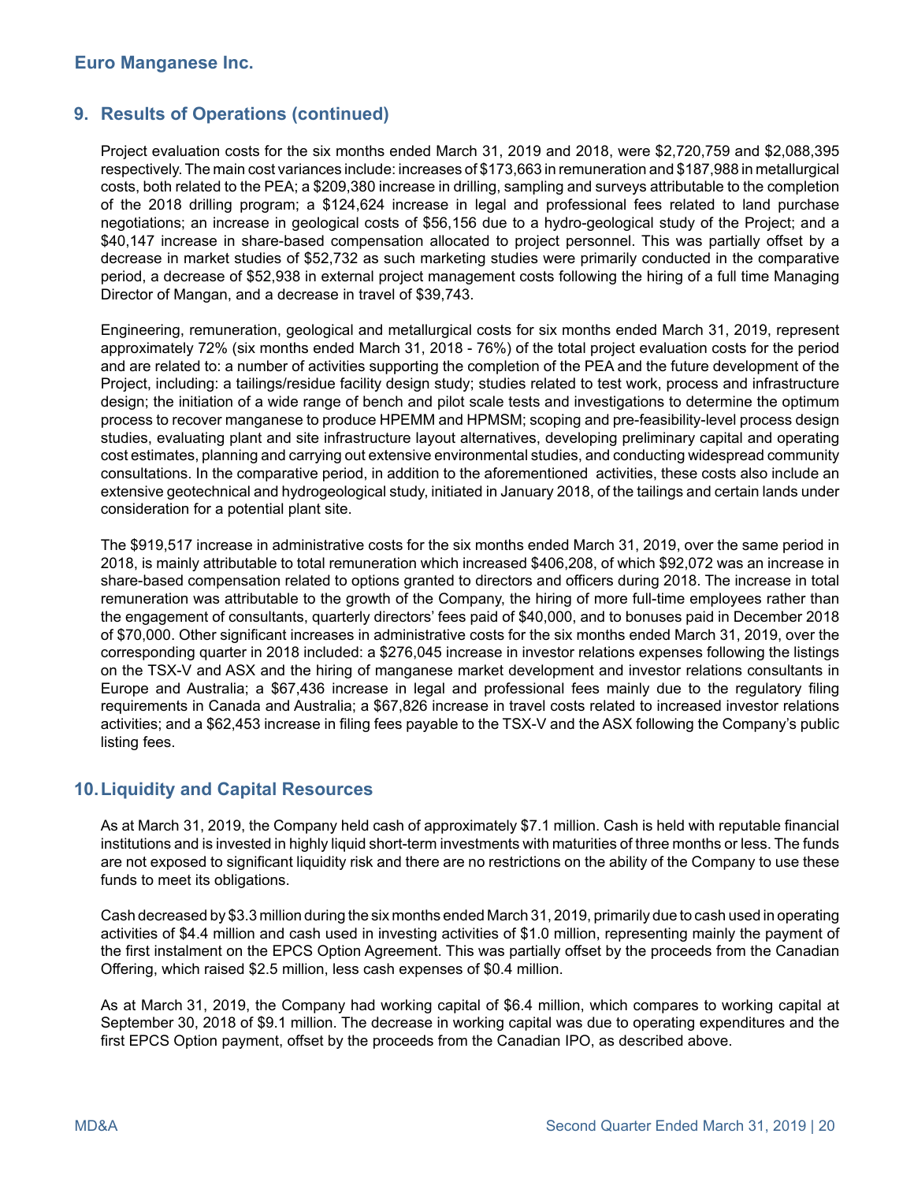## 9. Results of Operations (continued)

Project evaluation costs for the six months ended March 31, 2019 and 2018, were $2,720,759 and $2,088,395 respectively. The main cost variances include: increases of $173,663 in remuneration and $187,988 in metallurgical costs, both related to the PEA; a $209,380 increase in drilling, sampling and surveys attributable to the completion of the 2018 drilling program; a $124,624 increase in legal and professional fees related to land purchase negotiations; an increase in geological costs of $56,156 due to a hydro-geological study of the Project; and a $40,147 increase in share-based compensation allocated to project personnel. This was partially offset by a decrease in market studies of $52,732 as such marketing studies were primarily conducted in the comparative period, a decrease of $52,938 in external project management costs following the hiring of a full time Managing Director of Mangan, and a decrease in travel of $39,743.

Engineering, remuneration, geological and metallurgical costs for six months ended March 31, 2019, represent approximately 72% (six months ended March 31, 2018 - 76%) of the total project evaluation costs for the period and are related to: a number of activities supporting the completion of the PEA and the future development of the Project, including: a tailings/residue facility design study; studies related to test work, process and infrastructure design; the initiation of a wide range of bench and pilot scale tests and investigations to determine the optimum process to recover manganese to produce HPEMM and HPMSM; scoping and pre-feasibility-level process design studies, evaluating plant and site infrastructure layout alternatives, developing preliminary capital and operating cost estimates, planning and carrying out extensive environmental studies, and conducting widespread community consultations. In the comparative period, in addition to the aforementioned activities, these costs also include an extensive geotechnical and hydrogeological study, initiated in January 2018, of the tailings and certain lands under consideration for a potential plant site.

The $919,517 increase in administrative costs for the six months ended March 31, 2019, over the same period in 2018, is mainly attributable to total remuneration which increased $406,208, of which $92,072 was an increase in share-based compensation related to options granted to directors and officers during 2018. The increase in total remuneration was attributable to the growth of the Company, the hiring of more full-time employees rather than the engagement of consultants, quarterly directors' fees paid of $40,000, and to bonuses paid in December 2018 of $70,000. Other significant increases in administrative costs for the six months ended March 31, 2019, over the corresponding quarter in 2018 included: a $276,045 increase in investor relations expenses following the listings on the TSX-V and ASX and the hiring of manganese market development and investor relations consultants in Europe and Australia; a $67,436 increase in legal and professional fees mainly due to the regulatory filing requirements in Canada and Australia; a $67,826 increase in travel costs related to increased investor relations activities; and a $62,453 increase in filing fees payable to the TSX-V and the ASX following the Company's public listing fees.

## 10. Liquidity and Capital Resources

As at March 31, 2019, the Company held cash of approximately $7.1 million. Cash is held with reputable financial institutions and is invested in highly liquid short-term investments with maturities of three months or less. The funds are not exposed to significant liquidity risk and there are no restrictions on the ability of the Company to use these funds to meet its obligations.

Cash decreased by $3.3 million during the six months ended March 31, 2019, primarily due to cash used in operating activities of $4.4 million and cash used in investing activities of $1.0 million, representing mainly the payment of the first instalment on the EPCS Option Agreement. This was partially offset by the proceeds from the Canadian Offering, which raised $2.5 million, less cash expenses of $0.4 million.

As at March 31, 2019, the Company had working capital of $6.4 million, which compares to working capital at September 30, 2018 of $9.1 million. The decrease in working capital was due to operating expenditures and the first EPCS Option payment, offset by the proceeds from the Canadian IPO, as described above.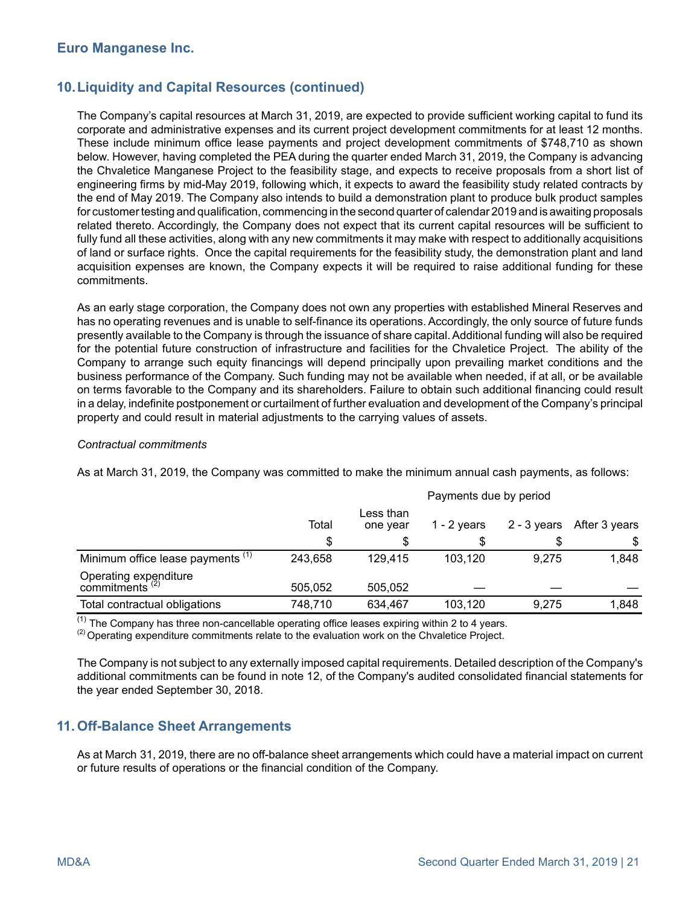## 10. Liquidity and Capital Resources (continued)

The Company's capital resources at March 31, 2019, are expected to provide sufficient working capital to fund its corporate and administrative expenses and its current project development commitments for at least 12 months. These include minimum office lease payments and project development commitments of $748,710 as shown below. However, having completed the PEA during the quarter ended March 31, 2019, the Company is advancing the Chvaletice Manganese Project to the feasibility stage, and expects to receive proposals from a short list of engineering firms by mid-May 2019, following which, it expects to award the feasibility study related contracts by the end of May 2019. The Company also intends to build a demonstration plant to produce bulk product samples for customer testing and qualification, commencing in the second quarter of calendar 2019 and is awaiting proposals related thereto. Accordingly, the Company does not expect that its current capital resources will be sufficient to fully fund all these activities, along with any new commitments it may make with respect to additionally acquisitions of land or surface rights. Once the capital requirements for the feasibility study, the demonstration plant and land acquisition expenses are known, the Company expects it will be required to raise additional funding for these commitments.

As an early stage corporation, the Company does not own any properties with established Mineral Reserves and has no operating revenues and is unable to self-finance its operations. Accordingly, the only source of future funds presently available to the Company is through the issuance of share capital. Additional funding will also be required for the potential future construction of infrastructure and facilities for the Chvaletice Project. The ability of the Company to arrange such equity financings will depend principally upon prevailing market conditions and the business performance of the Company. Such funding may not be available when needed, if at all, or be available on terms favorable to the Company and its shareholders. Failure to obtain such additional financing could result in a delay, indefinite postponement or curtailment of further evaluation and development of the Company's principal property and could result in material adjustments to the carrying values of assets.

*Contractual commitments*

As at March 31, 2019, the Company was committed to make the minimum annual cash payments, as follows:

| | | Payments due by period | | | |
|---|---|---|---|---|---|
| | Total | Less than one year | 1 - 2 years | 2 - 3 years | After 3 years |
| | $ | $ | $ | $ | $ |
| Minimum office lease payments [1] | 243,658 | 129,415 | 103,120 | 9,275 | 1,848 |
| Operating expenditure commitments [2] | 505,052 | 505,052 | — | — | — |
| Total contractual obligations | 748,710 | 634,467 | 103,120 | 9,275 | 1,848 |

[1] The Company has three non-cancellable operating office leases expiring within 2 to 4 years.
[2] Operating expenditure commitments relate to the evaluation work on the Chvaletice Project.

The Company is not subject to any externally imposed capital requirements. Detailed description of the Company's additional commitments can be found in note 12, of the Company's audited consolidated financial statements for the year ended September 30, 2018.

## 11. Off-Balance Sheet Arrangements

As at March 31, 2019, there are no off-balance sheet arrangements which could have a material impact on current or future results of operations or the financial condition of the Company.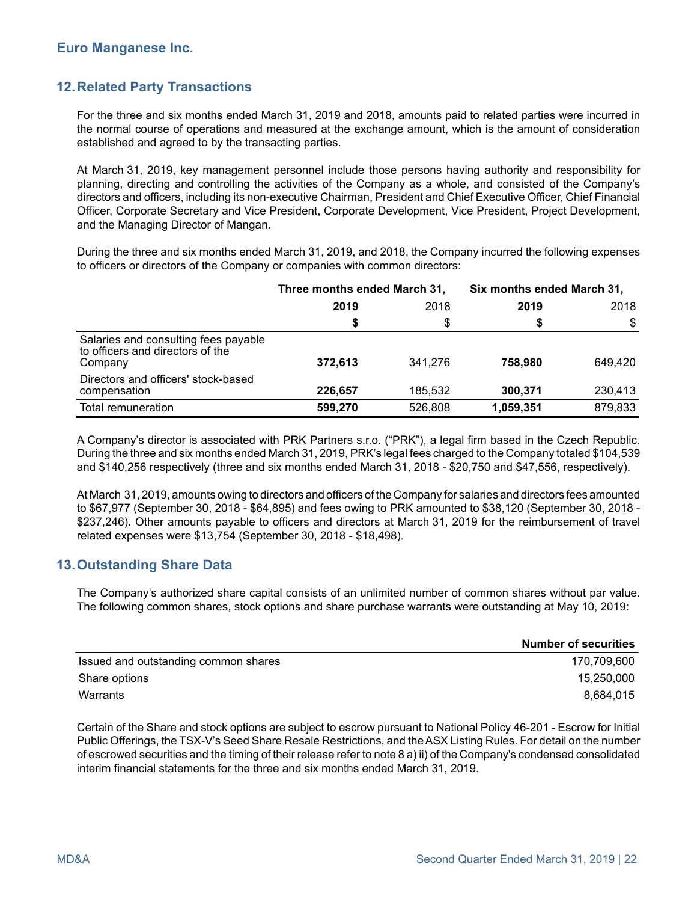## 12. Related Party Transactions

For the three and six months ended March 31, 2019 and 2018, amounts paid to related parties were incurred in the normal course of operations and measured at the exchange amount, which is the amount of consideration established and agreed to by the transacting parties.

At March 31, 2019, key management personnel include those persons having authority and responsibility for planning, directing and controlling the activities of the Company as a whole, and consisted of the Company's directors and officers, including its non-executive Chairman, President and Chief Executive Officer, Chief Financial Officer, Corporate Secretary and Vice President, Corporate Development, Vice President, Project Development, and the Managing Director of Mangan.

During the three and six months ended March 31, 2019, and 2018, the Company incurred the following expenses to officers or directors of the Company or companies with common directors:

| | Three months ended March 31, | | Six months ended March 31, | |
|---|---|---|---|---|
| | **2019** | 2018 | **2019** | 2018 |
| | **$** | $ | **$** | $ |
| Salaries and consulting fees payable to officers and directors of the Company | **372,613** | 341,276 | **758,980** | 649,420 |
| Directors and officers' stock-based compensation | **226,657** | 185,532 | **300,371** | 230,413 |
| Total remuneration | **599,270** | 526,808 | **1,059,351** | 879,833 |

A Company's director is associated with PRK Partners s.r.o. ("PRK"), a legal firm based in the Czech Republic. During the three and six months ended March 31, 2019, PRK's legal fees charged to the Company totaled $104,539 and $140,256 respectively (three and six months ended March 31, 2018 - $20,750 and $47,556, respectively).

At March 31, 2019, amounts owing to directors and officers of the Company for salaries and directors fees amounted to $67,977 (September 30, 2018 - $64,895) and fees owing to PRK amounted to $38,120 (September 30, 2018 - $237,246). Other amounts payable to officers and directors at March 31, 2019 for the reimbursement of travel related expenses were $13,754 (September 30, 2018 - $18,498).

## 13. Outstanding Share Data

The Company's authorized share capital consists of an unlimited number of common shares without par value. The following common shares, stock options and share purchase warrants were outstanding at May 10, 2019:

| | Number of securities |
|---|---|
| Issued and outstanding common shares | 170,709,600 |
| Share options | 15,250,000 |
| Warrants | 8,684,015 |

Certain of the Share and stock options are subject to escrow pursuant to National Policy 46-201 - Escrow for Initial Public Offerings, the TSX-V's Seed Share Resale Restrictions, and the ASX Listing Rules. For detail on the number of escrowed securities and the timing of their release refer to note 8 a) ii) of the Company's condensed consolidated interim financial statements for the three and six months ended March 31, 2019.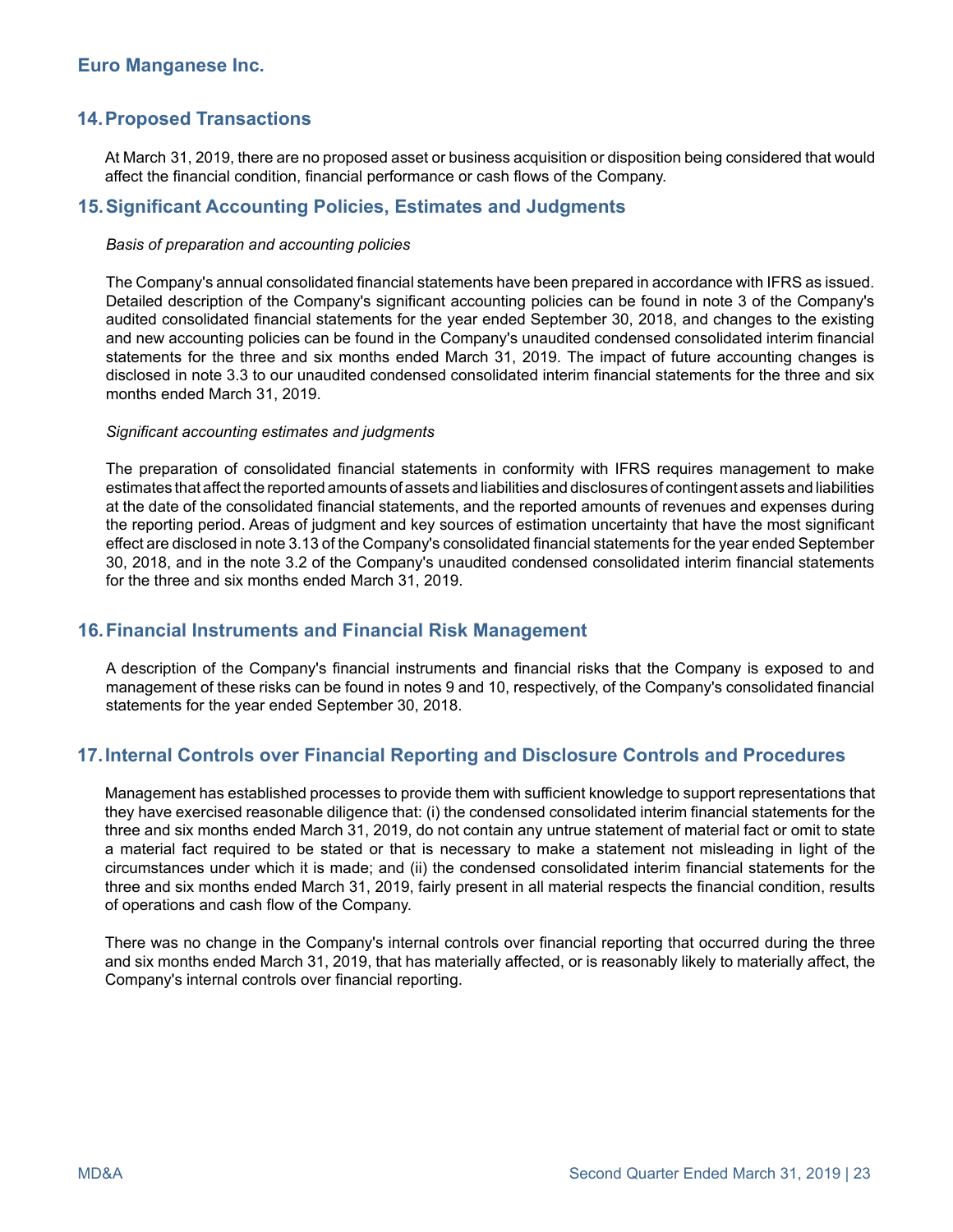## 14. Proposed Transactions

At March 31, 2019, there are no proposed asset or business acquisition or disposition being considered that would affect the financial condition, financial performance or cash flows of the Company.

## 15. Significant Accounting Policies, Estimates and Judgments

*Basis of preparation and accounting policies*

The Company's annual consolidated financial statements have been prepared in accordance with IFRS as issued. Detailed description of the Company's significant accounting policies can be found in note 3 of the Company's audited consolidated financial statements for the year ended September 30, 2018, and changes to the existing and new accounting policies can be found in the Company's unaudited condensed consolidated interim financial statements for the three and six months ended March 31, 2019. The impact of future accounting changes is disclosed in note 3.3 to our unaudited condensed consolidated interim financial statements for the three and six months ended March 31, 2019.

*Significant accounting estimates and judgments*

The preparation of consolidated financial statements in conformity with IFRS requires management to make estimates that affect the reported amounts of assets and liabilities and disclosures of contingent assets and liabilities at the date of the consolidated financial statements, and the reported amounts of revenues and expenses during the reporting period. Areas of judgment and key sources of estimation uncertainty that have the most significant effect are disclosed in note 3.13 of the Company's consolidated financial statements for the year ended September 30, 2018, and in the note 3.2 of the Company's unaudited condensed consolidated interim financial statements for the three and six months ended March 31, 2019.

## 16. Financial Instruments and Financial Risk Management

A description of the Company's financial instruments and financial risks that the Company is exposed to and management of these risks can be found in notes 9 and 10, respectively, of the Company's consolidated financial statements for the year ended September 30, 2018.

## 17. Internal Controls over Financial Reporting and Disclosure Controls and Procedures

Management has established processes to provide them with sufficient knowledge to support representations that they have exercised reasonable diligence that: (i) the condensed consolidated interim financial statements for the three and six months ended March 31, 2019, do not contain any untrue statement of material fact or omit to state a material fact required to be stated or that is necessary to make a statement not misleading in light of the circumstances under which it is made; and (ii) the condensed consolidated interim financial statements for the three and six months ended March 31, 2019, fairly present in all material respects the financial condition, results of operations and cash flow of the Company.

There was no change in the Company's internal controls over financial reporting that occurred during the three and six months ended March 31, 2019, that has materially affected, or is reasonably likely to materially affect, the Company's internal controls over financial reporting.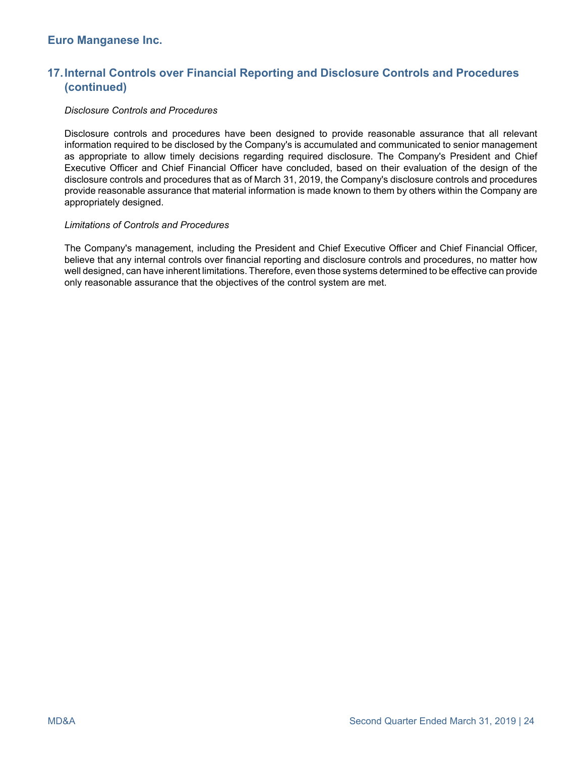## 17. Internal Controls over Financial Reporting and Disclosure Controls and Procedures (continued)

*Disclosure Controls and Procedures*

Disclosure controls and procedures have been designed to provide reasonable assurance that all relevant information required to be disclosed by the Company's is accumulated and communicated to senior management as appropriate to allow timely decisions regarding required disclosure. The Company's President and Chief Executive Officer and Chief Financial Officer have concluded, based on their evaluation of the design of the disclosure controls and procedures that as of March 31, 2019, the Company's disclosure controls and procedures provide reasonable assurance that material information is made known to them by others within the Company are appropriately designed.

*Limitations of Controls and Procedures*

The Company's management, including the President and Chief Executive Officer and Chief Financial Officer, believe that any internal controls over financial reporting and disclosure controls and procedures, no matter how well designed, can have inherent limitations. Therefore, even those systems determined to be effective can provide only reasonable assurance that the objectives of the control system are met.